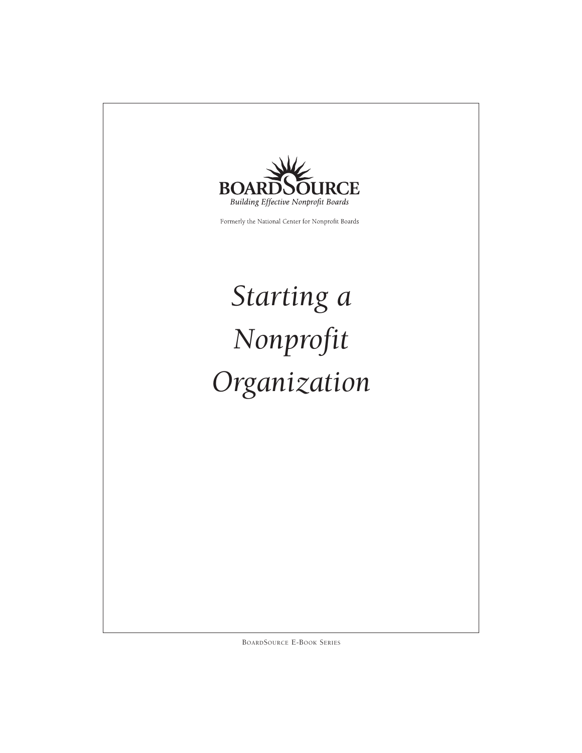BOARDSOURCE

*Building Effective Nonprofit Boards*

Formerly the National Center for Nonprofit Boards

# *Starting a Nonprofit Organization*

BoardSource E-Book Series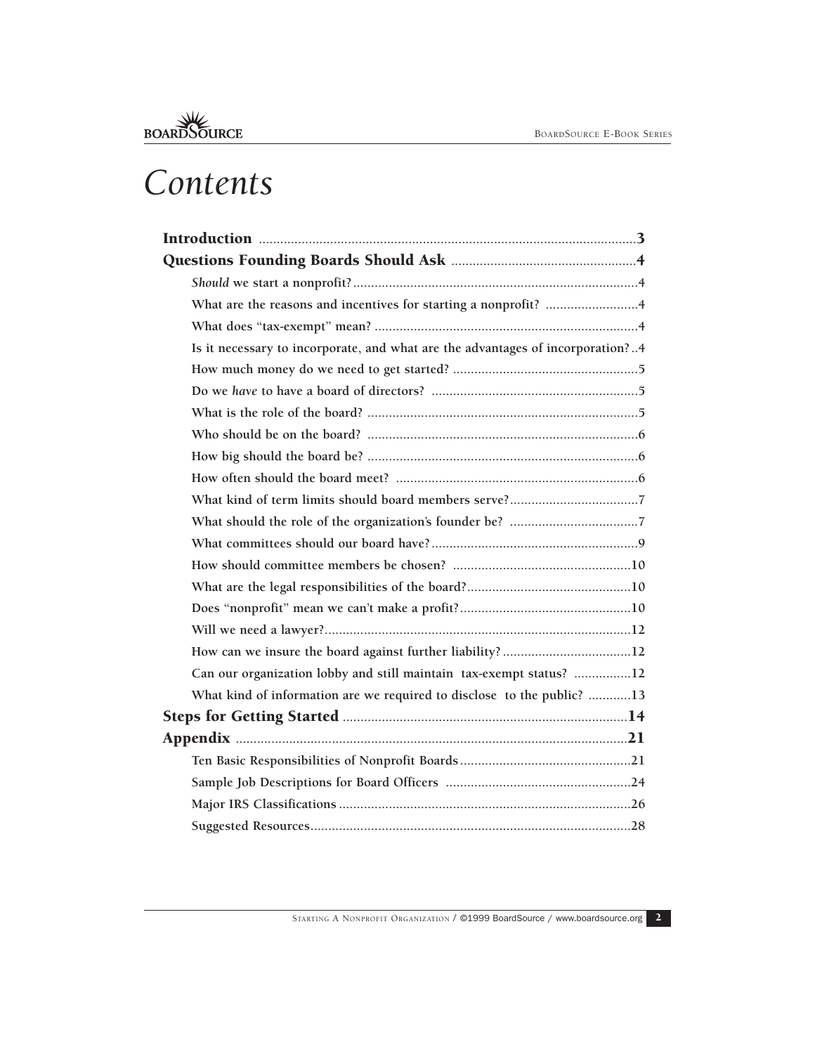# *Contents*

**Introduction** ........................................................................................................3

**Questions Founding Boards Should Ask** ....................................................4

- *Should* we start a nonprofit?...............................................................................4
- What are the reasons and incentives for starting a nonprofit? ..........................4
- What does "tax-exempt" mean? .........................................................................4
- Is it necessary to incorporate, and what are the advantages of incorporation? ..4
- How much money do we need to get started? ....................................................5
- Do we *have* to have a board of directors? ..........................................................5
- What is the role of the board? ...........................................................................5
- Who should be on the board? ...........................................................................6
- How big should the board be? ...........................................................................6
- How often should the board meet? ....................................................................6
- What kind of term limits should board members serve?....................................7
- What should the role of the organization's founder be? ....................................7
- What committees should our board have?.........................................................9
- How should committee members be chosen? ..................................................10
- What are the legal responsibilities of the board?..............................................10
- Does "nonprofit" mean we can't make a profit?................................................10
- Will we need a lawyer?.....................................................................................12
- How can we insure the board against further liability?....................................12
- Can our organization lobby and still maintain tax-exempt status? ................12
- What kind of information are we required to disclose to the public? ............13

**Steps for Getting Started** ...............................................................................14

**Appendix** ...........................................................................................................21

- Ten Basic Responsibilities of Nonprofit Boards................................................21
- Sample Job Descriptions for Board Officers ....................................................24
- Major IRS Classifications .................................................................................26
- Suggested Resources.........................................................................................28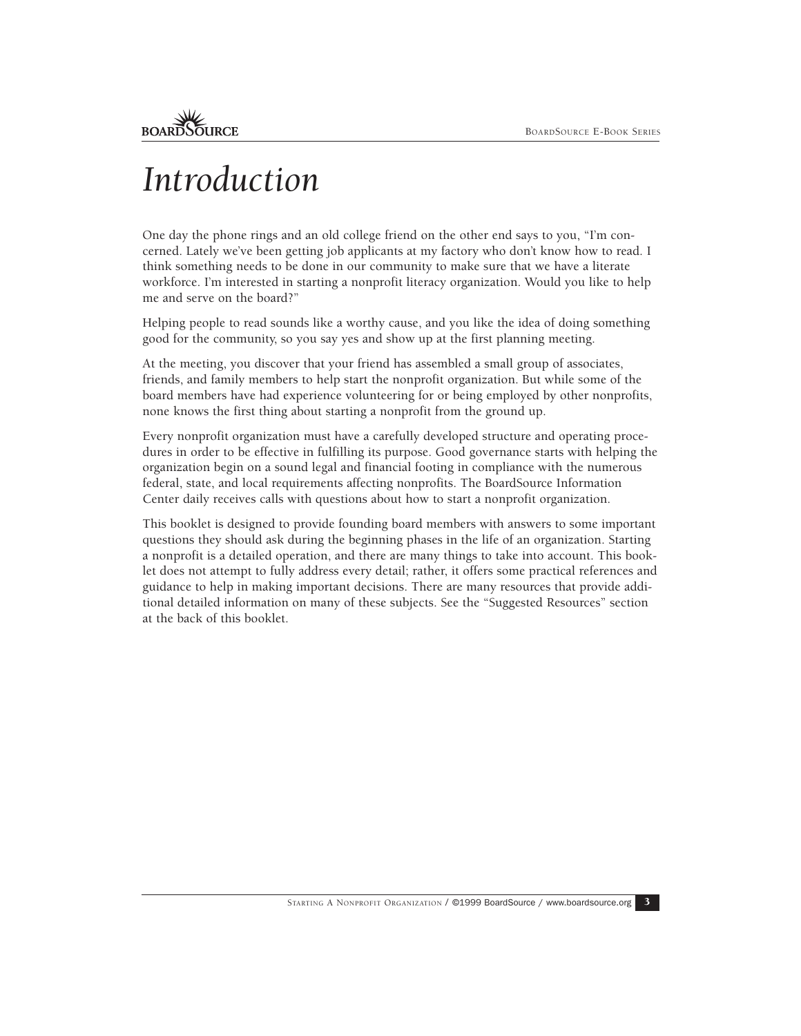# *Introduction*

One day the phone rings and an old college friend on the other end says to you, "I'm concerned. Lately we've been getting job applicants at my factory who don't know how to read. I think something needs to be done in our community to make sure that we have a literate workforce. I'm interested in starting a nonprofit literacy organization. Would you like to help me and serve on the board?"

Helping people to read sounds like a worthy cause, and you like the idea of doing something good for the community, so you say yes and show up at the first planning meeting.

At the meeting, you discover that your friend has assembled a small group of associates, friends, and family members to help start the nonprofit organization. But while some of the board members have had experience volunteering for or being employed by other nonprofits, none knows the first thing about starting a nonprofit from the ground up.

Every nonprofit organization must have a carefully developed structure and operating procedures in order to be effective in fulfilling its purpose. Good governance starts with helping the organization begin on a sound legal and financial footing in compliance with the numerous federal, state, and local requirements affecting nonprofits. The BoardSource Information Center daily receives calls with questions about how to start a nonprofit organization.

This booklet is designed to provide founding board members with answers to some important questions they should ask during the beginning phases in the life of an organization. Starting a nonprofit is a detailed operation, and there are many things to take into account. This booklet does not attempt to fully address every detail; rather, it offers some practical references and guidance to help in making important decisions. There are many resources that provide additional detailed information on many of these subjects. See the "Suggested Resources" section at the back of this booklet.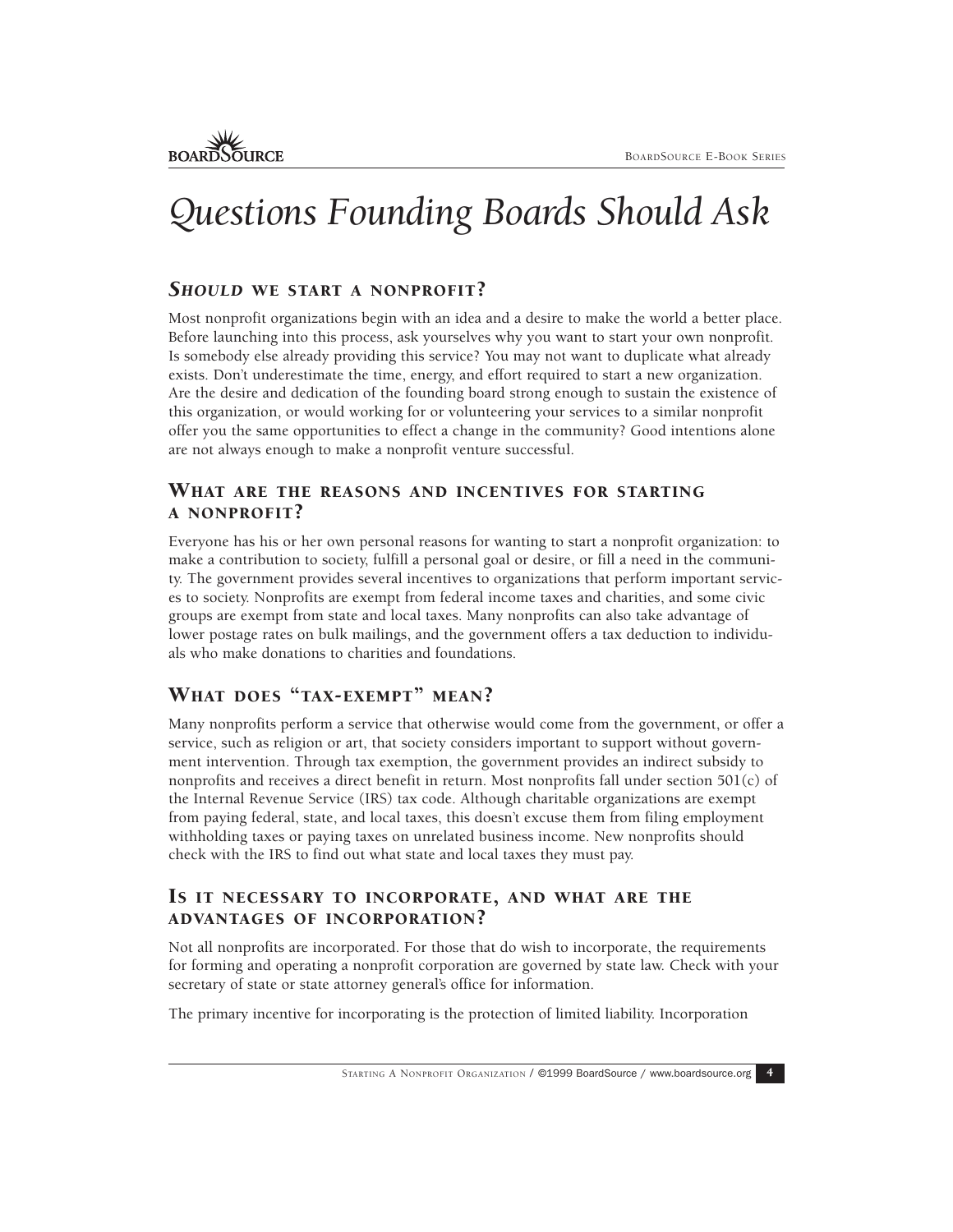# Questions Founding Boards Should Ask

## *SHOULD* WE START A NONPROFIT?

Most nonprofit organizations begin with an idea and a desire to make the world a better place. Before launching into this process, ask yourselves why you want to start your own nonprofit. Is somebody else already providing this service? You may not want to duplicate what already exists. Don't underestimate the time, energy, and effort required to start a new organization. Are the desire and dedication of the founding board strong enough to sustain the existence of this organization, or would working for or volunteering your services to a similar nonprofit offer you the same opportunities to effect a change in the community? Good intentions alone are not always enough to make a nonprofit venture successful.

## WHAT ARE THE REASONS AND INCENTIVES FOR STARTING A NONPROFIT?

Everyone has his or her own personal reasons for wanting to start a nonprofit organization: to make a contribution to society, fulfill a personal goal or desire, or fill a need in the community. The government provides several incentives to organizations that perform important services to society. Nonprofits are exempt from federal income taxes and charities, and some civic groups are exempt from state and local taxes. Many nonprofits can also take advantage of lower postage rates on bulk mailings, and the government offers a tax deduction to individuals who make donations to charities and foundations.

## WHAT DOES "TAX-EXEMPT" MEAN?

Many nonprofits perform a service that otherwise would come from the government, or offer a service, such as religion or art, that society considers important to support without government intervention. Through tax exemption, the government provides an indirect subsidy to nonprofits and receives a direct benefit in return. Most nonprofits fall under section 501(c) of the Internal Revenue Service (IRS) tax code. Although charitable organizations are exempt from paying federal, state, and local taxes, this doesn't excuse them from filing employment withholding taxes or paying taxes on unrelated business income. New nonprofits should check with the IRS to find out what state and local taxes they must pay.

## IS IT NECESSARY TO INCORPORATE, AND WHAT ARE THE ADVANTAGES OF INCORPORATION?

Not all nonprofits are incorporated. For those that do wish to incorporate, the requirements for forming and operating a nonprofit corporation are governed by state law. Check with your secretary of state or state attorney general's office for information.

The primary incentive for incorporating is the protection of limited liability. Incorporation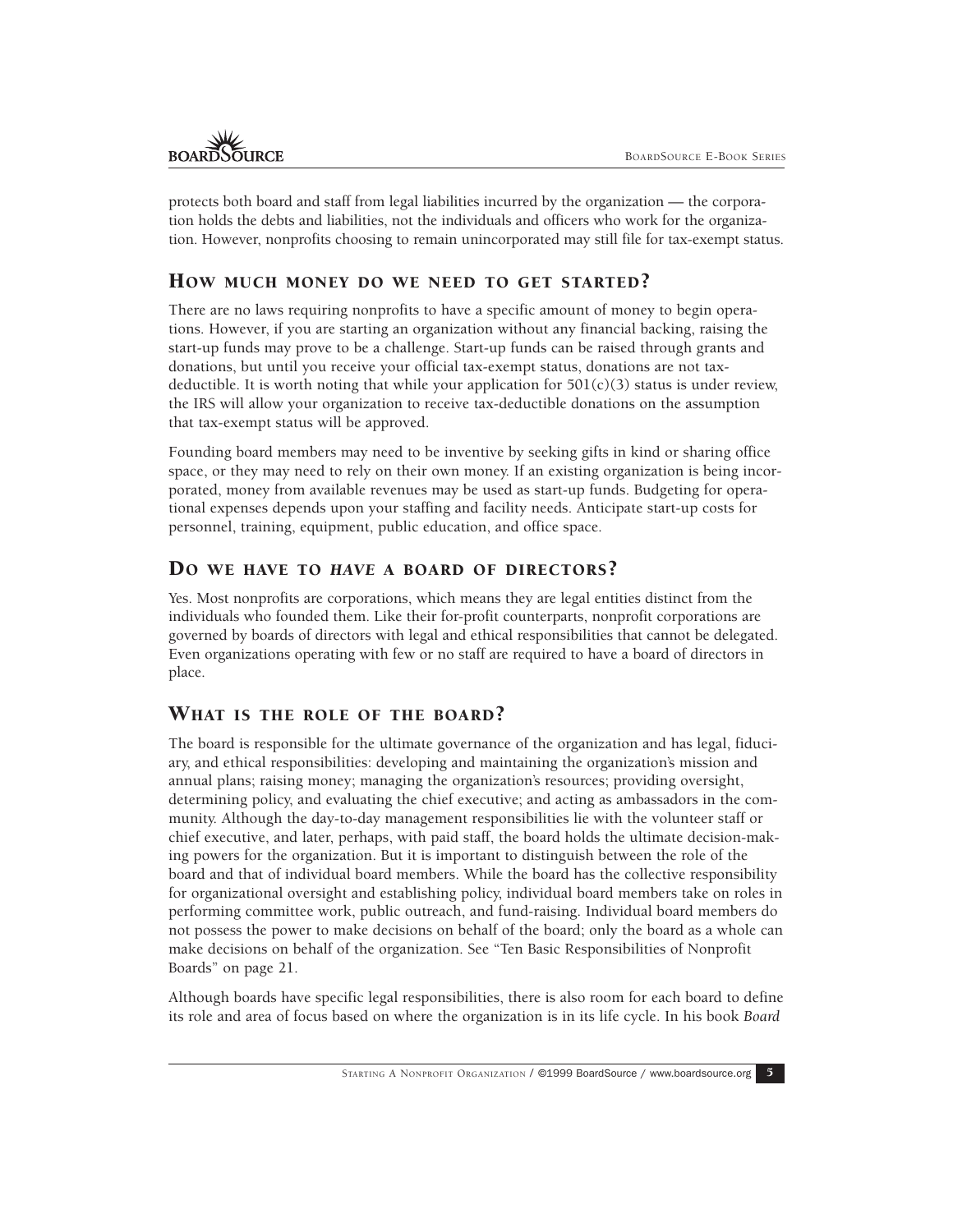protects both board and staff from legal liabilities incurred by the organization — the corporation holds the debts and liabilities, not the individuals and officers who work for the organization. However, nonprofits choosing to remain unincorporated may still file for tax-exempt status.

## How much money do we need to get started?

There are no laws requiring nonprofits to have a specific amount of money to begin operations. However, if you are starting an organization without any financial backing, raising the start-up funds may prove to be a challenge. Start-up funds can be raised through grants and donations, but until you receive your official tax-exempt status, donations are not tax-deductible. It is worth noting that while your application for 501(c)(3) status is under review, the IRS will allow your organization to receive tax-deductible donations on the assumption that tax-exempt status will be approved.

Founding board members may need to be inventive by seeking gifts in kind or sharing office space, or they may need to rely on their own money. If an existing organization is being incorporated, money from available revenues may be used as start-up funds. Budgeting for operational expenses depends upon your staffing and facility needs. Anticipate start-up costs for personnel, training, equipment, public education, and office space.

## Do we have to *have* a board of directors?

Yes. Most nonprofits are corporations, which means they are legal entities distinct from the individuals who founded them. Like their for-profit counterparts, nonprofit corporations are governed by boards of directors with legal and ethical responsibilities that cannot be delegated. Even organizations operating with few or no staff are required to have a board of directors in place.

## What is the role of the board?

The board is responsible for the ultimate governance of the organization and has legal, fiduciary, and ethical responsibilities: developing and maintaining the organization's mission and annual plans; raising money; managing the organization's resources; providing oversight, determining policy, and evaluating the chief executive; and acting as ambassadors in the community. Although the day-to-day management responsibilities lie with the volunteer staff or chief executive, and later, perhaps, with paid staff, the board holds the ultimate decision-making powers for the organization. But it is important to distinguish between the role of the board and that of individual board members. While the board has the collective responsibility for organizational oversight and establishing policy, individual board members take on roles in performing committee work, public outreach, and fund-raising. Individual board members do not possess the power to make decisions on behalf of the board; only the board as a whole can make decisions on behalf of the organization. See "Ten Basic Responsibilities of Nonprofit Boards" on page 21.

Although boards have specific legal responsibilities, there is also room for each board to define its role and area of focus based on where the organization is in its life cycle. In his book *Board*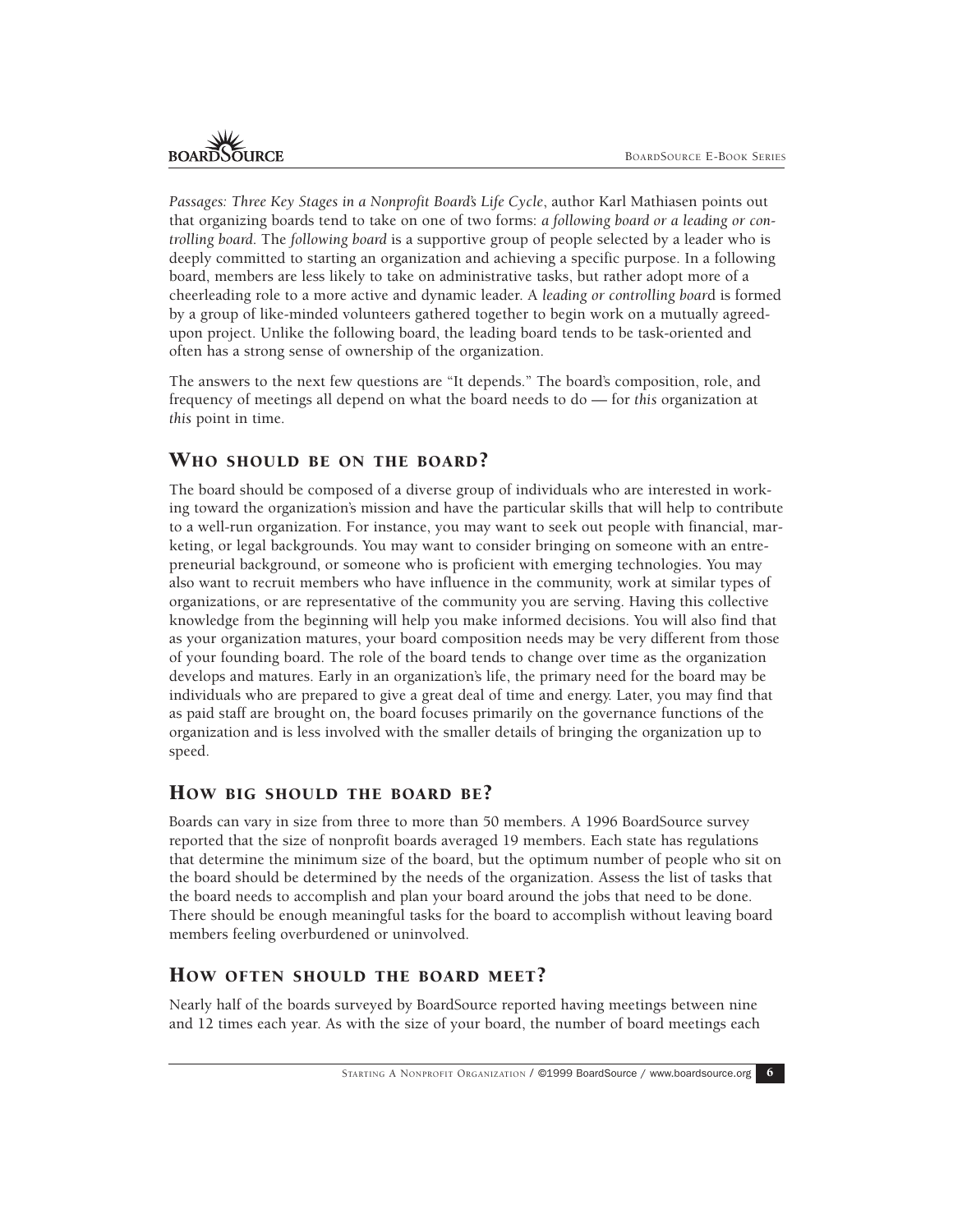*Passages: Three Key Stages in a Nonprofit Board's Life Cycle*, author Karl Mathiasen points out that organizing boards tend to take on one of two forms: *a following board or a leading or controlling board.* The *following board* is a supportive group of people selected by a leader who is deeply committed to starting an organization and achieving a specific purpose. In a following board, members are less likely to take on administrative tasks, but rather adopt more of a cheerleading role to a more active and dynamic leader. A *leading or controlling boar*d is formed by a group of like-minded volunteers gathered together to begin work on a mutually agreed-upon project. Unlike the following board, the leading board tends to be task-oriented and often has a strong sense of ownership of the organization.

The answers to the next few questions are "It depends." The board's composition, role, and frequency of meetings all depend on what the board needs to do — for *this* organization at *this* point in time.

## WHO SHOULD BE ON THE BOARD?

The board should be composed of a diverse group of individuals who are interested in working toward the organization's mission and have the particular skills that will help to contribute to a well-run organization. For instance, you may want to seek out people with financial, marketing, or legal backgrounds. You may want to consider bringing on someone with an entrepreneurial background, or someone who is proficient with emerging technologies. You may also want to recruit members who have influence in the community, work at similar types of organizations, or are representative of the community you are serving. Having this collective knowledge from the beginning will help you make informed decisions. You will also find that as your organization matures, your board composition needs may be very different from those of your founding board. The role of the board tends to change over time as the organization develops and matures. Early in an organization's life, the primary need for the board may be individuals who are prepared to give a great deal of time and energy. Later, you may find that as paid staff are brought on, the board focuses primarily on the governance functions of the organization and is less involved with the smaller details of bringing the organization up to speed.

## HOW BIG SHOULD THE BOARD BE?

Boards can vary in size from three to more than 50 members. A 1996 BoardSource survey reported that the size of nonprofit boards averaged 19 members. Each state has regulations that determine the minimum size of the board, but the optimum number of people who sit on the board should be determined by the needs of the organization. Assess the list of tasks that the board needs to accomplish and plan your board around the jobs that need to be done. There should be enough meaningful tasks for the board to accomplish without leaving board members feeling overburdened or uninvolved.

## HOW OFTEN SHOULD THE BOARD MEET?

Nearly half of the boards surveyed by BoardSource reported having meetings between nine and 12 times each year. As with the size of your board, the number of board meetings each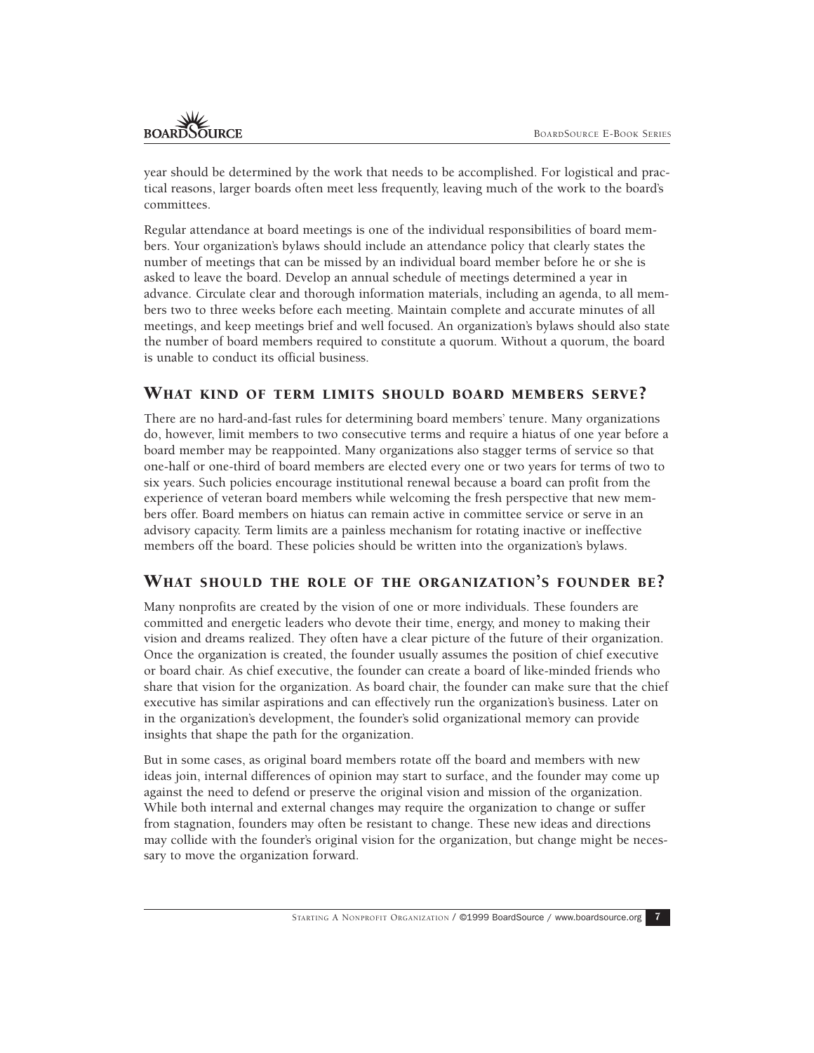year should be determined by the work that needs to be accomplished. For logistical and practical reasons, larger boards often meet less frequently, leaving much of the work to the board's committees.

Regular attendance at board meetings is one of the individual responsibilities of board members. Your organization's bylaws should include an attendance policy that clearly states the number of meetings that can be missed by an individual board member before he or she is asked to leave the board. Develop an annual schedule of meetings determined a year in advance. Circulate clear and thorough information materials, including an agenda, to all members two to three weeks before each meeting. Maintain complete and accurate minutes of all meetings, and keep meetings brief and well focused. An organization's bylaws should also state the number of board members required to constitute a quorum. Without a quorum, the board is unable to conduct its official business.

## WHAT KIND OF TERM LIMITS SHOULD BOARD MEMBERS SERVE?

There are no hard-and-fast rules for determining board members' tenure. Many organizations do, however, limit members to two consecutive terms and require a hiatus of one year before a board member may be reappointed. Many organizations also stagger terms of service so that one-half or one-third of board members are elected every one or two years for terms of two to six years. Such policies encourage institutional renewal because a board can profit from the experience of veteran board members while welcoming the fresh perspective that new members offer. Board members on hiatus can remain active in committee service or serve in an advisory capacity. Term limits are a painless mechanism for rotating inactive or ineffective members off the board. These policies should be written into the organization's bylaws.

## WHAT SHOULD THE ROLE OF THE ORGANIZATION'S FOUNDER BE?

Many nonprofits are created by the vision of one or more individuals. These founders are committed and energetic leaders who devote their time, energy, and money to making their vision and dreams realized. They often have a clear picture of the future of their organization. Once the organization is created, the founder usually assumes the position of chief executive or board chair. As chief executive, the founder can create a board of like-minded friends who share that vision for the organization. As board chair, the founder can make sure that the chief executive has similar aspirations and can effectively run the organization's business. Later on in the organization's development, the founder's solid organizational memory can provide insights that shape the path for the organization.

But in some cases, as original board members rotate off the board and members with new ideas join, internal differences of opinion may start to surface, and the founder may come up against the need to defend or preserve the original vision and mission of the organization. While both internal and external changes may require the organization to change or suffer from stagnation, founders may often be resistant to change. These new ideas and directions may collide with the founder's original vision for the organization, but change might be necessary to move the organization forward.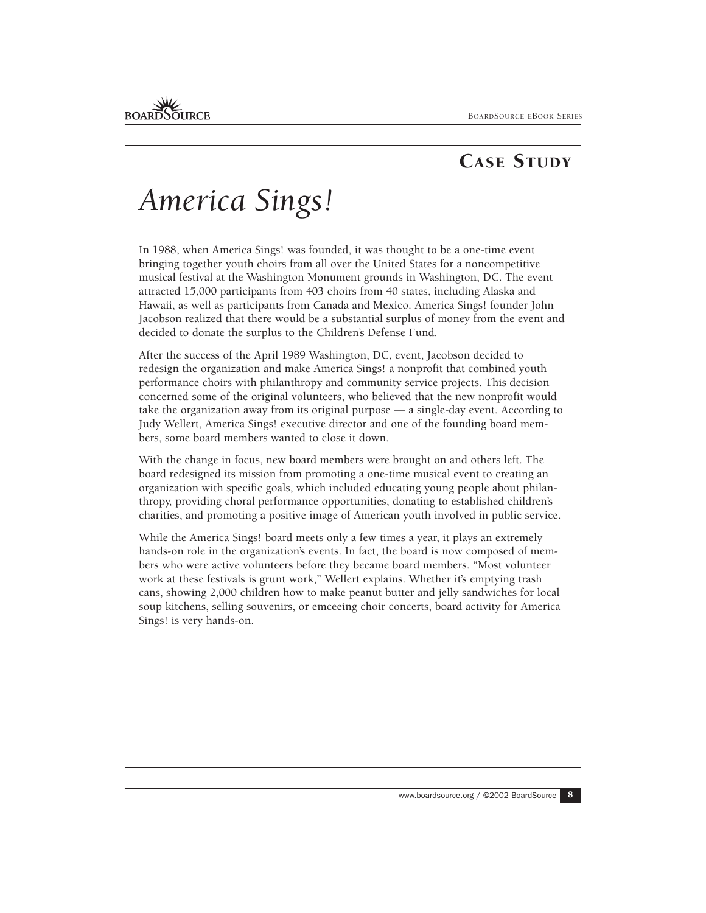## CASE STUDY

# *America Sings!*

In 1988, when America Sings! was founded, it was thought to be a one-time event bringing together youth choirs from all over the United States for a noncompetitive musical festival at the Washington Monument grounds in Washington, DC. The event attracted 15,000 participants from 403 choirs from 40 states, including Alaska and Hawaii, as well as participants from Canada and Mexico. America Sings! founder John Jacobson realized that there would be a substantial surplus of money from the event and decided to donate the surplus to the Children's Defense Fund.

After the success of the April 1989 Washington, DC, event, Jacobson decided to redesign the organization and make America Sings! a nonprofit that combined youth performance choirs with philanthropy and community service projects. This decision concerned some of the original volunteers, who believed that the new nonprofit would take the organization away from its original purpose — a single-day event. According to Judy Wellert, America Sings! executive director and one of the founding board members, some board members wanted to close it down.

With the change in focus, new board members were brought on and others left. The board redesigned its mission from promoting a one-time musical event to creating an organization with specific goals, which included educating young people about philanthropy, providing choral performance opportunities, donating to established children's charities, and promoting a positive image of American youth involved in public service.

While the America Sings! board meets only a few times a year, it plays an extremely hands-on role in the organization's events. In fact, the board is now composed of members who were active volunteers before they became board members. "Most volunteer work at these festivals is grunt work," Wellert explains. Whether it's emptying trash cans, showing 2,000 children how to make peanut butter and jelly sandwiches for local soup kitchens, selling souvenirs, or emceeing choir concerts, board activity for America Sings! is very hands-on.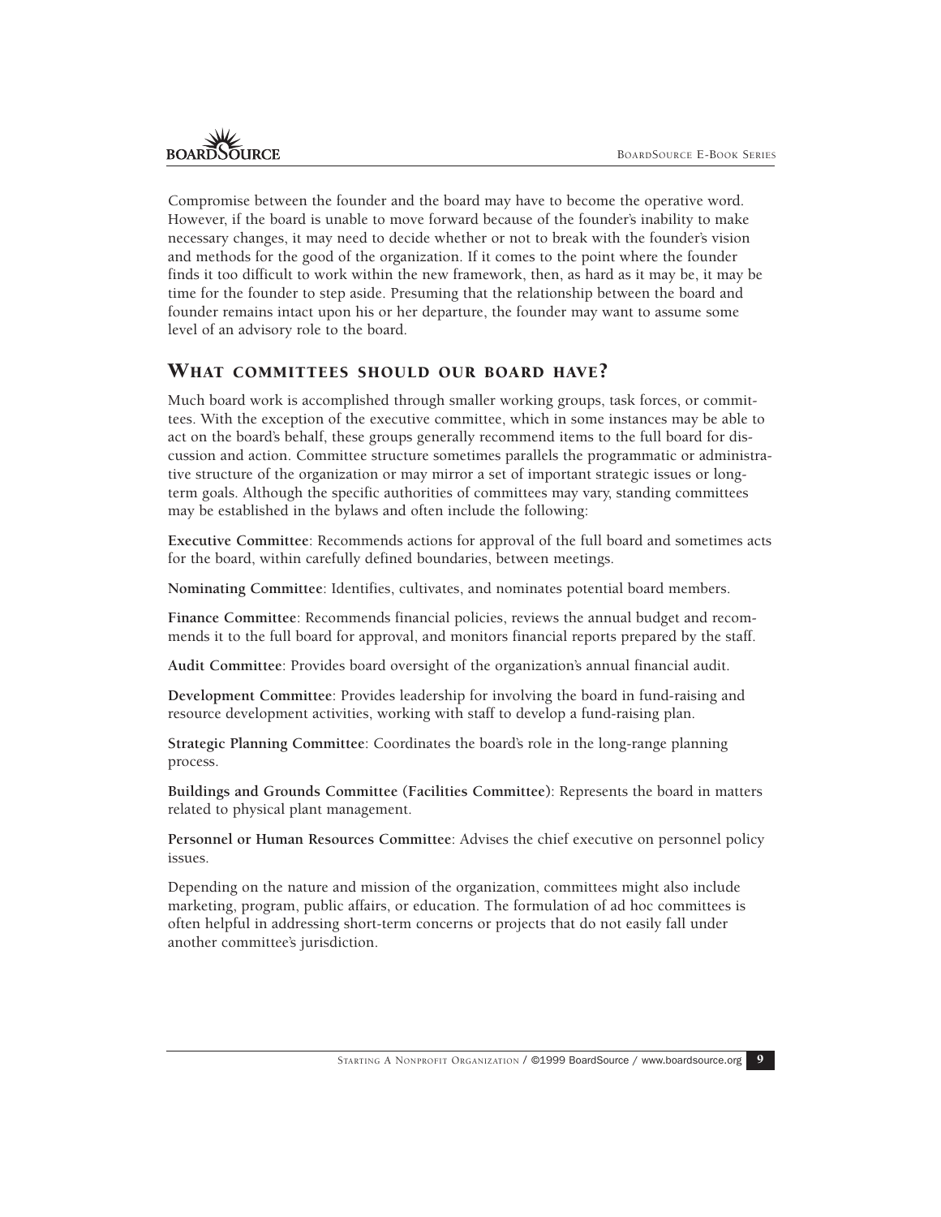Compromise between the founder and the board may have to become the operative word. However, if the board is unable to move forward because of the founder's inability to make necessary changes, it may need to decide whether or not to break with the founder's vision and methods for the good of the organization. If it comes to the point where the founder finds it too difficult to work within the new framework, then, as hard as it may be, it may be time for the founder to step aside. Presuming that the relationship between the board and founder remains intact upon his or her departure, the founder may want to assume some level of an advisory role to the board.

## What committees should our board have?

Much board work is accomplished through smaller working groups, task forces, or committees. With the exception of the executive committee, which in some instances may be able to act on the board's behalf, these groups generally recommend items to the full board for discussion and action. Committee structure sometimes parallels the programmatic or administrative structure of the organization or may mirror a set of important strategic issues or long-term goals. Although the specific authorities of committees may vary, standing committees may be established in the bylaws and often include the following:

**Executive Committee**: Recommends actions for approval of the full board and sometimes acts for the board, within carefully defined boundaries, between meetings.

**Nominating Committee**: Identifies, cultivates, and nominates potential board members.

**Finance Committee**: Recommends financial policies, reviews the annual budget and recommends it to the full board for approval, and monitors financial reports prepared by the staff.

**Audit Committee**: Provides board oversight of the organization's annual financial audit.

**Development Committee**: Provides leadership for involving the board in fund-raising and resource development activities, working with staff to develop a fund-raising plan.

**Strategic Planning Committee**: Coordinates the board's role in the long-range planning process.

**Buildings and Grounds Committee (Facilities Committee)**: Represents the board in matters related to physical plant management.

**Personnel or Human Resources Committee**: Advises the chief executive on personnel policy issues.

Depending on the nature and mission of the organization, committees might also include marketing, program, public affairs, or education. The formulation of ad hoc committees is often helpful in addressing short-term concerns or projects that do not easily fall under another committee's jurisdiction.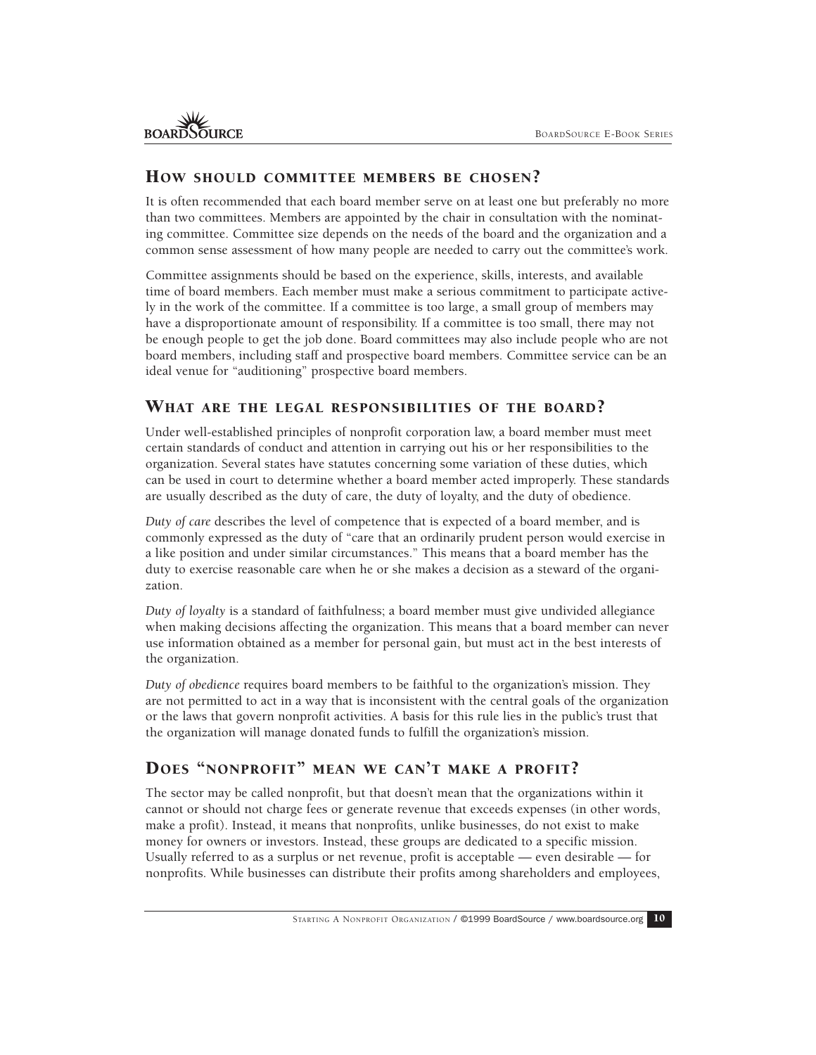## How should committee members be chosen?

It is often recommended that each board member serve on at least one but preferably no more than two committees. Members are appointed by the chair in consultation with the nominating committee. Committee size depends on the needs of the board and the organization and a common sense assessment of how many people are needed to carry out the committee's work.

Committee assignments should be based on the experience, skills, interests, and available time of board members. Each member must make a serious commitment to participate actively in the work of the committee. If a committee is too large, a small group of members may have a disproportionate amount of responsibility. If a committee is too small, there may not be enough people to get the job done. Board committees may also include people who are not board members, including staff and prospective board members. Committee service can be an ideal venue for "auditioning" prospective board members.

## What are the legal responsibilities of the board?

Under well-established principles of nonprofit corporation law, a board member must meet certain standards of conduct and attention in carrying out his or her responsibilities to the organization. Several states have statutes concerning some variation of these duties, which can be used in court to determine whether a board member acted improperly. These standards are usually described as the duty of care, the duty of loyalty, and the duty of obedience.

*Duty of care* describes the level of competence that is expected of a board member, and is commonly expressed as the duty of "care that an ordinarily prudent person would exercise in a like position and under similar circumstances." This means that a board member has the duty to exercise reasonable care when he or she makes a decision as a steward of the organization.

*Duty of loyalty* is a standard of faithfulness; a board member must give undivided allegiance when making decisions affecting the organization. This means that a board member can never use information obtained as a member for personal gain, but must act in the best interests of the organization.

*Duty of obedience* requires board members to be faithful to the organization's mission. They are not permitted to act in a way that is inconsistent with the central goals of the organization or the laws that govern nonprofit activities. A basis for this rule lies in the public's trust that the organization will manage donated funds to fulfill the organization's mission.

## Does "nonprofit" mean we can't make a profit?

The sector may be called nonprofit, but that doesn't mean that the organizations within it cannot or should not charge fees or generate revenue that exceeds expenses (in other words, make a profit). Instead, it means that nonprofits, unlike businesses, do not exist to make money for owners or investors. Instead, these groups are dedicated to a specific mission. Usually referred to as a surplus or net revenue, profit is acceptable — even desirable — for nonprofits. While businesses can distribute their profits among shareholders and employees,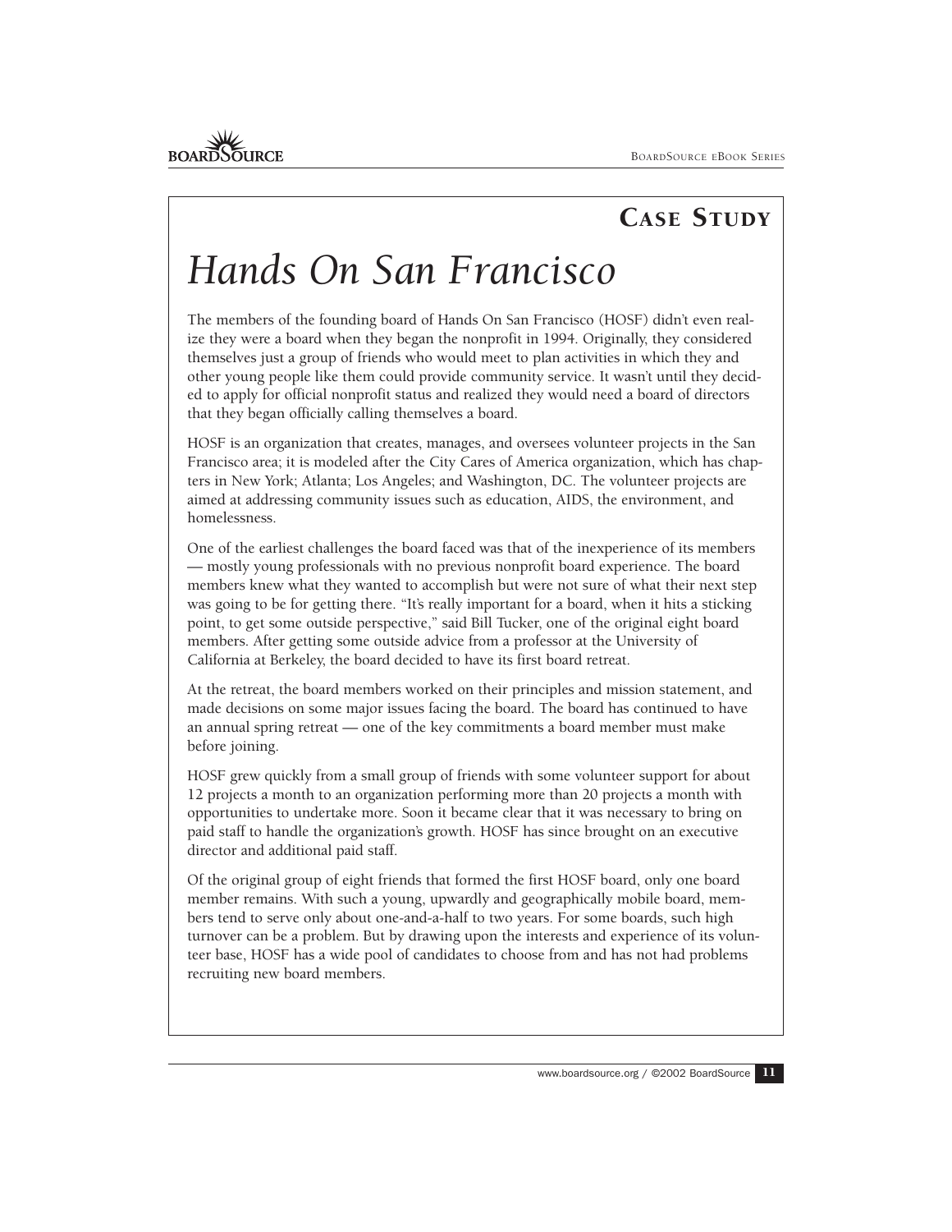## CASE STUDY

# *Hands On San Francisco*

The members of the founding board of Hands On San Francisco (HOSF) didn't even realize they were a board when they began the nonprofit in 1994. Originally, they considered themselves just a group of friends who would meet to plan activities in which they and other young people like them could provide community service. It wasn't until they decided to apply for official nonprofit status and realized they would need a board of directors that they began officially calling themselves a board.

HOSF is an organization that creates, manages, and oversees volunteer projects in the San Francisco area; it is modeled after the City Cares of America organization, which has chapters in New York; Atlanta; Los Angeles; and Washington, DC. The volunteer projects are aimed at addressing community issues such as education, AIDS, the environment, and homelessness.

One of the earliest challenges the board faced was that of the inexperience of its members — mostly young professionals with no previous nonprofit board experience. The board members knew what they wanted to accomplish but were not sure of what their next step was going to be for getting there. "It's really important for a board, when it hits a sticking point, to get some outside perspective," said Bill Tucker, one of the original eight board members. After getting some outside advice from a professor at the University of California at Berkeley, the board decided to have its first board retreat.

At the retreat, the board members worked on their principles and mission statement, and made decisions on some major issues facing the board. The board has continued to have an annual spring retreat — one of the key commitments a board member must make before joining.

HOSF grew quickly from a small group of friends with some volunteer support for about 12 projects a month to an organization performing more than 20 projects a month with opportunities to undertake more. Soon it became clear that it was necessary to bring on paid staff to handle the organization's growth. HOSF has since brought on an executive director and additional paid staff.

Of the original group of eight friends that formed the first HOSF board, only one board member remains. With such a young, upwardly and geographically mobile board, members tend to serve only about one-and-a-half to two years. For some boards, such high turnover can be a problem. But by drawing upon the interests and experience of its volunteer base, HOSF has a wide pool of candidates to choose from and has not had problems recruiting new board members.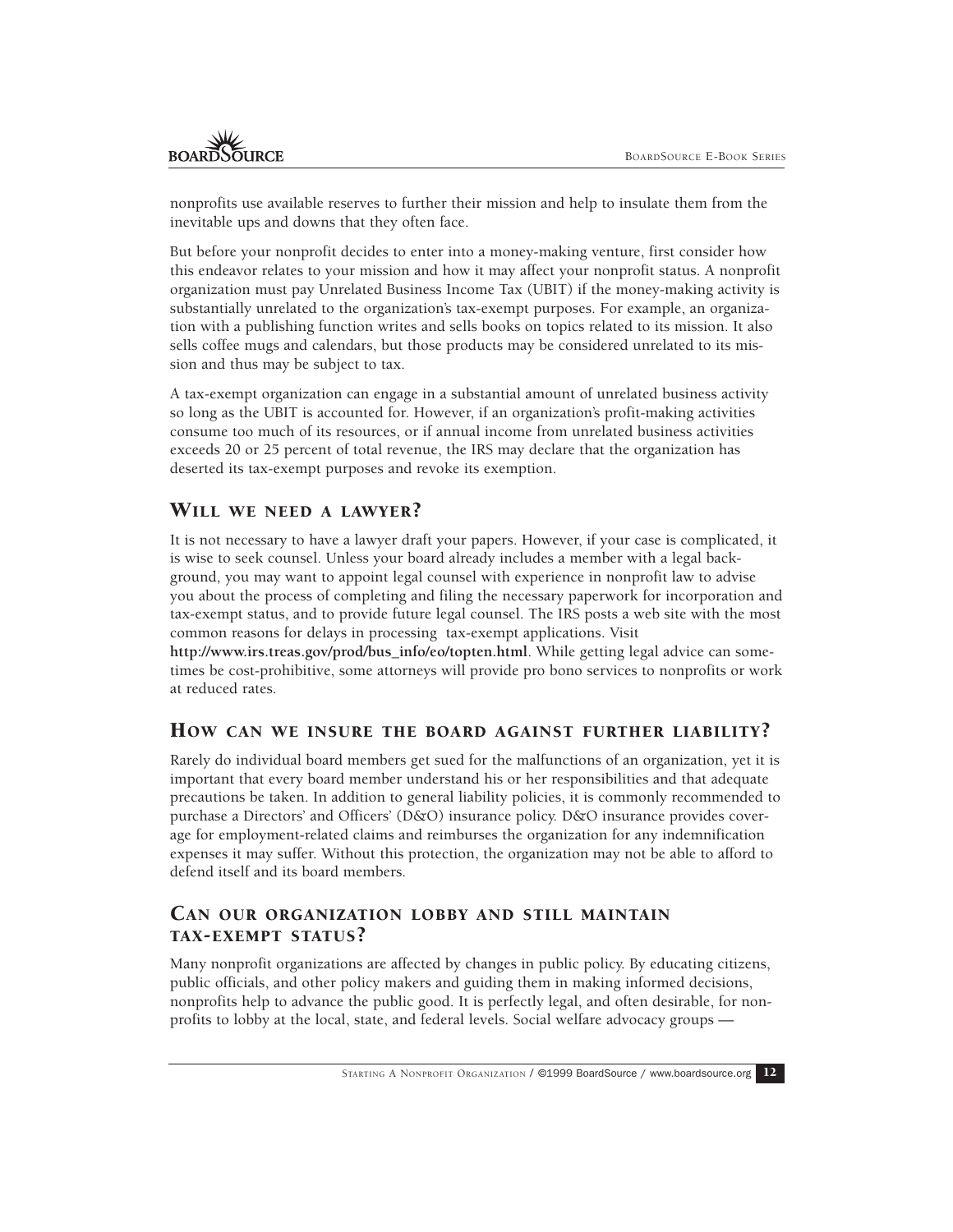nonprofits use available reserves to further their mission and help to insulate them from the inevitable ups and downs that they often face.

But before your nonprofit decides to enter into a money-making venture, first consider how this endeavor relates to your mission and how it may affect your nonprofit status. A nonprofit organization must pay Unrelated Business Income Tax (UBIT) if the money-making activity is substantially unrelated to the organization's tax-exempt purposes. For example, an organization with a publishing function writes and sells books on topics related to its mission. It also sells coffee mugs and calendars, but those products may be considered unrelated to its mission and thus may be subject to tax.

A tax-exempt organization can engage in a substantial amount of unrelated business activity so long as the UBIT is accounted for. However, if an organization's profit-making activities consume too much of its resources, or if annual income from unrelated business activities exceeds 20 or 25 percent of total revenue, the IRS may declare that the organization has deserted its tax-exempt purposes and revoke its exemption.

## Will we need a lawyer?

It is not necessary to have a lawyer draft your papers. However, if your case is complicated, it is wise to seek counsel. Unless your board already includes a member with a legal background, you may want to appoint legal counsel with experience in nonprofit law to advise you about the process of completing and filing the necessary paperwork for incorporation and tax-exempt status, and to provide future legal counsel. The IRS posts a web site with the most common reasons for delays in processing tax-exempt applications. Visit **http://www.irs.treas.gov/prod/bus_info/eo/topten.html**. While getting legal advice can sometimes be cost-prohibitive, some attorneys will provide pro bono services to nonprofits or work at reduced rates.

## How can we insure the board against further liability?

Rarely do individual board members get sued for the malfunctions of an organization, yet it is important that every board member understand his or her responsibilities and that adequate precautions be taken. In addition to general liability policies, it is commonly recommended to purchase a Directors' and Officers' (D&O) insurance policy. D&O insurance provides coverage for employment-related claims and reimburses the organization for any indemnification expenses it may suffer. Without this protection, the organization may not be able to afford to defend itself and its board members.

## Can our organization lobby and still maintain tax-exempt status?

Many nonprofit organizations are affected by changes in public policy. By educating citizens, public officials, and other policy makers and guiding them in making informed decisions, nonprofits help to advance the public good. It is perfectly legal, and often desirable, for nonprofits to lobby at the local, state, and federal levels. Social welfare advocacy groups —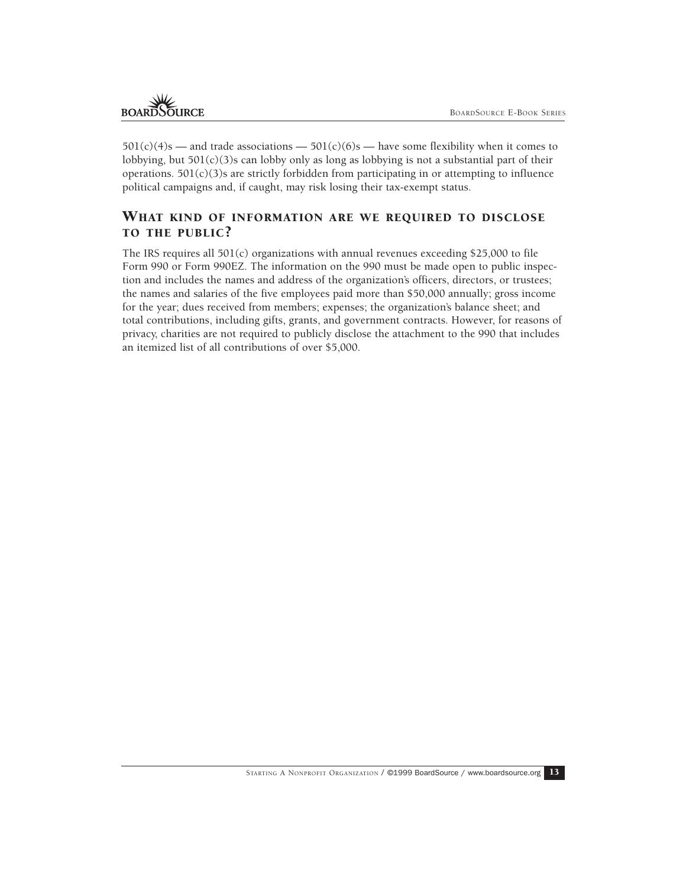501(c)(4)s — and trade associations — 501(c)(6)s — have some flexibility when it comes to lobbying, but 501(c)(3)s can lobby only as long as lobbying is not a substantial part of their operations. 501(c)(3)s are strictly forbidden from participating in or attempting to influence political campaigns and, if caught, may risk losing their tax-exempt status.

## What kind of information are we required to disclose to the public?

The IRS requires all 501(c) organizations with annual revenues exceeding $25,000 to file Form 990 or Form 990EZ. The information on the 990 must be made open to public inspection and includes the names and address of the organization's officers, directors, or trustees; the names and salaries of the five employees paid more than $50,000 annually; gross income for the year; dues received from members; expenses; the organization's balance sheet; and total contributions, including gifts, grants, and government contracts. However, for reasons of privacy, charities are not required to publicly disclose the attachment to the 990 that includes an itemized list of all contributions of over $5,000.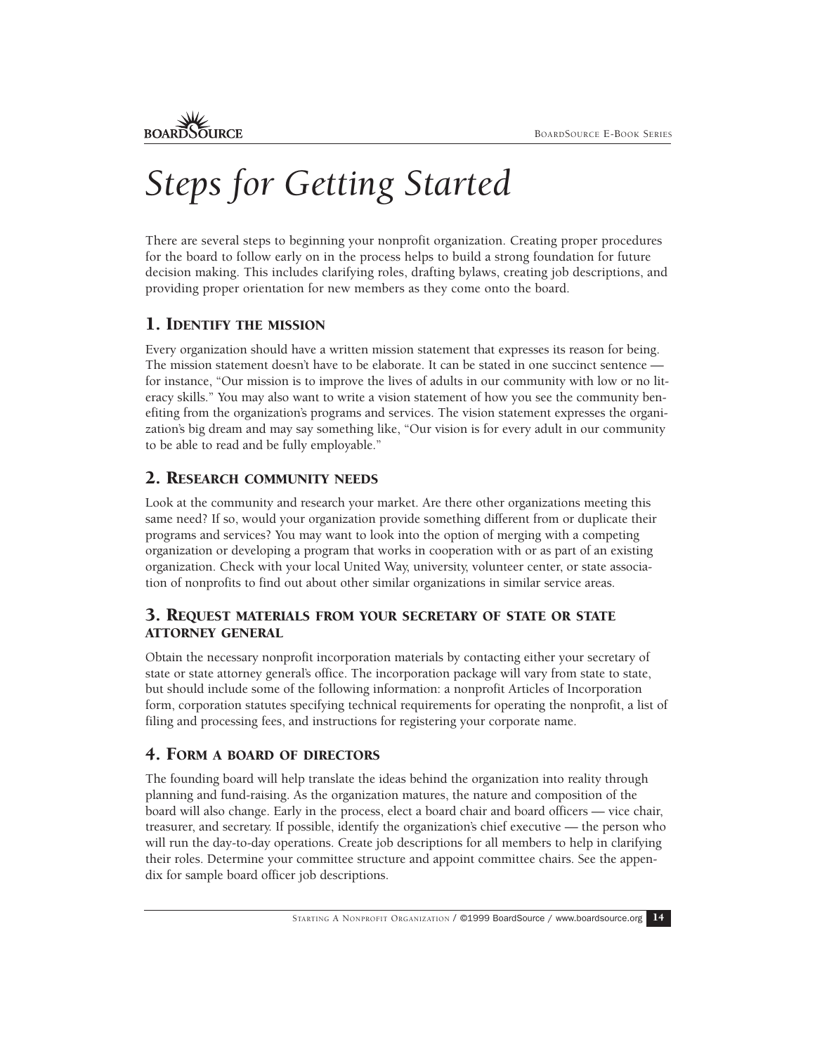# Steps for Getting Started

There are several steps to beginning your nonprofit organization. Creating proper procedures for the board to follow early on in the process helps to build a strong foundation for future decision making. This includes clarifying roles, drafting bylaws, creating job descriptions, and providing proper orientation for new members as they come onto the board.

## 1. Identify the mission

Every organization should have a written mission statement that expresses its reason for being. The mission statement doesn't have to be elaborate. It can be stated in one succinct sentence — for instance, "Our mission is to improve the lives of adults in our community with low or no literacy skills." You may also want to write a vision statement of how you see the community benefiting from the organization's programs and services. The vision statement expresses the organization's big dream and may say something like, "Our vision is for every adult in our community to be able to read and be fully employable."

## 2. Research community needs

Look at the community and research your market. Are there other organizations meeting this same need? If so, would your organization provide something different from or duplicate their programs and services? You may want to look into the option of merging with a competing organization or developing a program that works in cooperation with or as part of an existing organization. Check with your local United Way, university, volunteer center, or state association of nonprofits to find out about other similar organizations in similar service areas.

## 3. Request materials from your secretary of state or state attorney general

Obtain the necessary nonprofit incorporation materials by contacting either your secretary of state or state attorney general's office. The incorporation package will vary from state to state, but should include some of the following information: a nonprofit Articles of Incorporation form, corporation statutes specifying technical requirements for operating the nonprofit, a list of filing and processing fees, and instructions for registering your corporate name.

## 4. Form a board of directors

The founding board will help translate the ideas behind the organization into reality through planning and fund-raising. As the organization matures, the nature and composition of the board will also change. Early in the process, elect a board chair and board officers — vice chair, treasurer, and secretary. If possible, identify the organization's chief executive — the person who will run the day-to-day operations. Create job descriptions for all members to help in clarifying their roles. Determine your committee structure and appoint committee chairs. See the appendix for sample board officer job descriptions.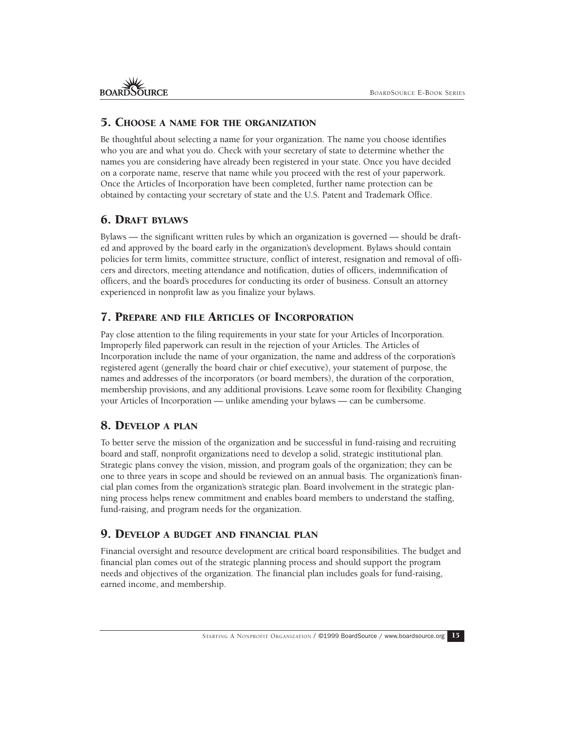## 5. Choose a name for the organization

Be thoughtful about selecting a name for your organization. The name you choose identifies who you are and what you do. Check with your secretary of state to determine whether the names you are considering have already been registered in your state. Once you have decided on a corporate name, reserve that name while you proceed with the rest of your paperwork. Once the Articles of Incorporation have been completed, further name protection can be obtained by contacting your secretary of state and the U.S. Patent and Trademark Office.

## 6. Draft bylaws

Bylaws — the significant written rules by which an organization is governed — should be drafted and approved by the board early in the organization's development. Bylaws should contain policies for term limits, committee structure, conflict of interest, resignation and removal of officers and directors, meeting attendance and notification, duties of officers, indemnification of officers, and the board's procedures for conducting its order of business. Consult an attorney experienced in nonprofit law as you finalize your bylaws.

## 7. Prepare and file Articles of Incorporation

Pay close attention to the filing requirements in your state for your Articles of Incorporation. Improperly filed paperwork can result in the rejection of your Articles. The Articles of Incorporation include the name of your organization, the name and address of the corporation's registered agent (generally the board chair or chief executive), your statement of purpose, the names and addresses of the incorporators (or board members), the duration of the corporation, membership provisions, and any additional provisions. Leave some room for flexibility. Changing your Articles of Incorporation — unlike amending your bylaws — can be cumbersome.

## 8. Develop a plan

To better serve the mission of the organization and be successful in fund-raising and recruiting board and staff, nonprofit organizations need to develop a solid, strategic institutional plan. Strategic plans convey the vision, mission, and program goals of the organization; they can be one to three years in scope and should be reviewed on an annual basis. The organization's financial plan comes from the organization's strategic plan. Board involvement in the strategic planning process helps renew commitment and enables board members to understand the staffing, fund-raising, and program needs for the organization.

## 9. Develop a budget and financial plan

Financial oversight and resource development are critical board responsibilities. The budget and financial plan comes out of the strategic planning process and should support the program needs and objectives of the organization. The financial plan includes goals for fund-raising, earned income, and membership.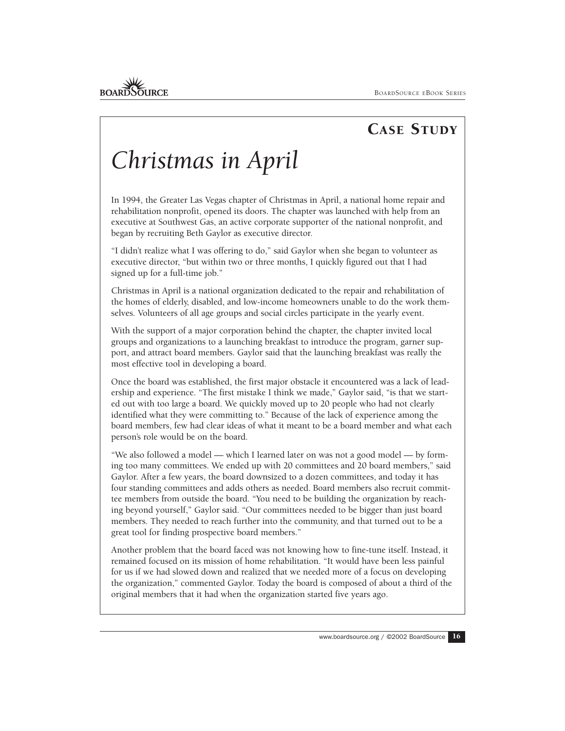## CASE STUDY

# *Christmas in April*

In 1994, the Greater Las Vegas chapter of Christmas in April, a national home repair and rehabilitation nonprofit, opened its doors. The chapter was launched with help from an executive at Southwest Gas, an active corporate supporter of the national nonprofit, and began by recruiting Beth Gaylor as executive director.

"I didn't realize what I was offering to do," said Gaylor when she began to volunteer as executive director, "but within two or three months, I quickly figured out that I had signed up for a full-time job."

Christmas in April is a national organization dedicated to the repair and rehabilitation of the homes of elderly, disabled, and low-income homeowners unable to do the work themselves. Volunteers of all age groups and social circles participate in the yearly event.

With the support of a major corporation behind the chapter, the chapter invited local groups and organizations to a launching breakfast to introduce the program, garner support, and attract board members. Gaylor said that the launching breakfast was really the most effective tool in developing a board.

Once the board was established, the first major obstacle it encountered was a lack of leadership and experience. "The first mistake I think we made," Gaylor said, "is that we started out with too large a board. We quickly moved up to 20 people who had not clearly identified what they were committing to." Because of the lack of experience among the board members, few had clear ideas of what it meant to be a board member and what each person's role would be on the board.

"We also followed a model — which I learned later on was not a good model — by forming too many committees. We ended up with 20 committees and 20 board members," said Gaylor. After a few years, the board downsized to a dozen committees, and today it has four standing committees and adds others as needed. Board members also recruit committee members from outside the board. "You need to be building the organization by reaching beyond yourself," Gaylor said. "Our committees needed to be bigger than just board members. They needed to reach further into the community, and that turned out to be a great tool for finding prospective board members."

Another problem that the board faced was not knowing how to fine-tune itself. Instead, it remained focused on its mission of home rehabilitation. "It would have been less painful for us if we had slowed down and realized that we needed more of a focus on developing the organization," commented Gaylor. Today the board is composed of about a third of the original members that it had when the organization started five years ago.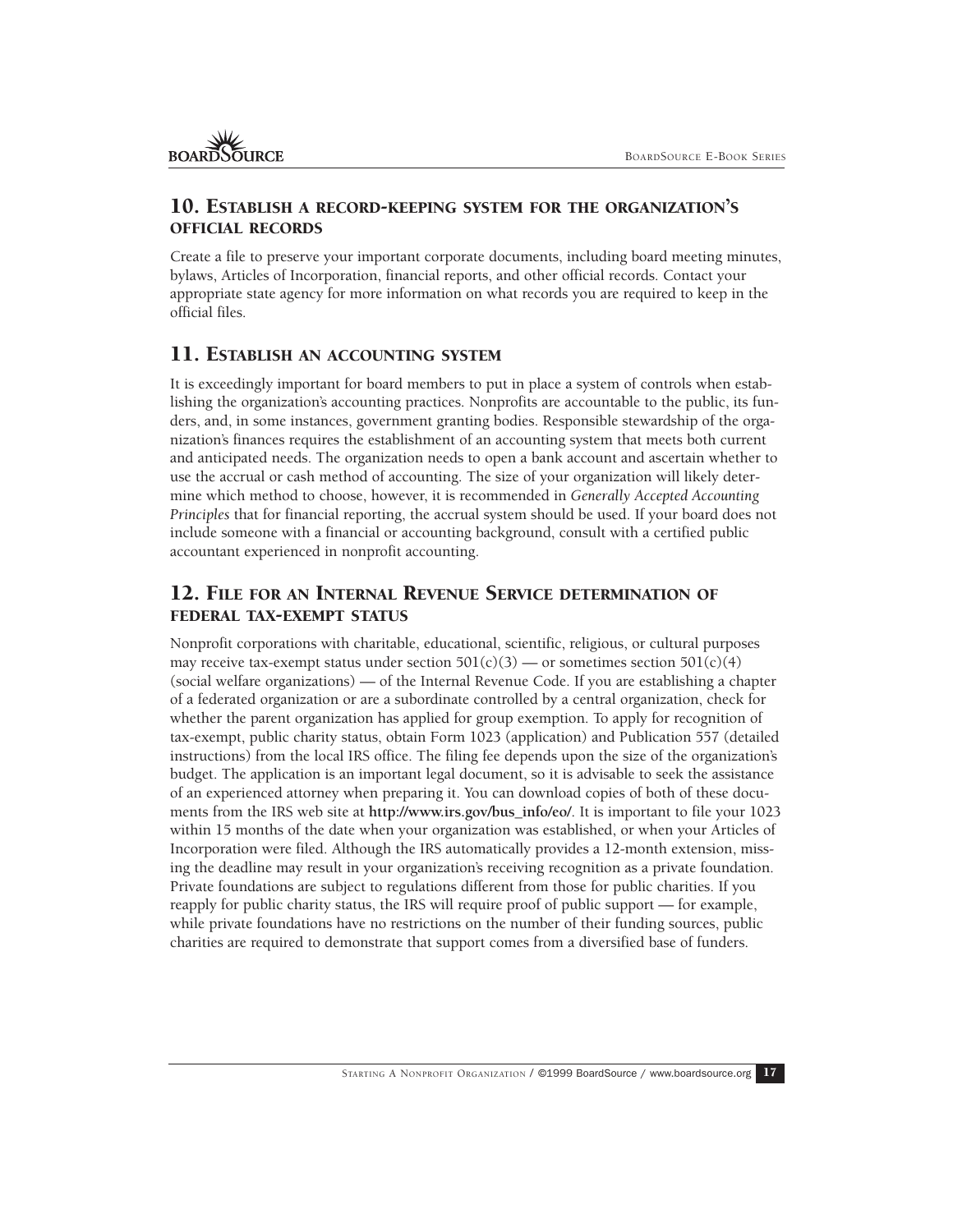## 10. Establish a record-keeping system for the organization's official records

Create a file to preserve your important corporate documents, including board meeting minutes, bylaws, Articles of Incorporation, financial reports, and other official records. Contact your appropriate state agency for more information on what records you are required to keep in the official files.

## 11. Establish an accounting system

It is exceedingly important for board members to put in place a system of controls when establishing the organization's accounting practices. Nonprofits are accountable to the public, its funders, and, in some instances, government granting bodies. Responsible stewardship of the organization's finances requires the establishment of an accounting system that meets both current and anticipated needs. The organization needs to open a bank account and ascertain whether to use the accrual or cash method of accounting. The size of your organization will likely determine which method to choose, however, it is recommended in *Generally Accepted Accounting Principles* that for financial reporting, the accrual system should be used. If your board does not include someone with a financial or accounting background, consult with a certified public accountant experienced in nonprofit accounting.

## 12. File for an Internal Revenue Service determination of federal tax-exempt status

Nonprofit corporations with charitable, educational, scientific, religious, or cultural purposes may receive tax-exempt status under section 501(c)(3) — or sometimes section 501(c)(4) (social welfare organizations) — of the Internal Revenue Code. If you are establishing a chapter of a federated organization or are a subordinate controlled by a central organization, check for whether the parent organization has applied for group exemption. To apply for recognition of tax-exempt, public charity status, obtain Form 1023 (application) and Publication 557 (detailed instructions) from the local IRS office. The filing fee depends upon the size of the organization's budget. The application is an important legal document, so it is advisable to seek the assistance of an experienced attorney when preparing it. You can download copies of both of these documents from the IRS web site at **http://www.irs.gov/bus_info/eo/**. It is important to file your 1023 within 15 months of the date when your organization was established, or when your Articles of Incorporation were filed. Although the IRS automatically provides a 12-month extension, missing the deadline may result in your organization's receiving recognition as a private foundation. Private foundations are subject to regulations different from those for public charities. If you reapply for public charity status, the IRS will require proof of public support — for example, while private foundations have no restrictions on the number of their funding sources, public charities are required to demonstrate that support comes from a diversified base of funders.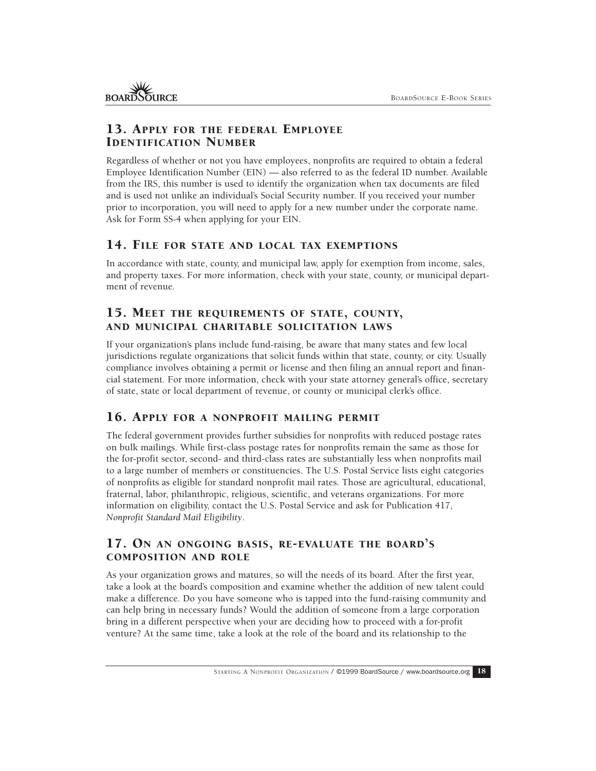## 13. Apply for the federal Employee Identification Number

Regardless of whether or not you have employees, nonprofits are required to obtain a federal Employee Identification Number (EIN) — also referred to as the federal ID number. Available from the IRS, this number is used to identify the organization when tax documents are filed and is used not unlike an individual's Social Security number. If you received your number prior to incorporation, you will need to apply for a new number under the corporate name. Ask for Form SS-4 when applying for your EIN.

## 14. File for state and local tax exemptions

In accordance with state, county, and municipal law, apply for exemption from income, sales, and property taxes. For more information, check with your state, county, or municipal department of revenue.

## 15. Meet the requirements of state, county, and municipal charitable solicitation laws

If your organization's plans include fund-raising, be aware that many states and few local jurisdictions regulate organizations that solicit funds within that state, county, or city. Usually compliance involves obtaining a permit or license and then filing an annual report and financial statement. For more information, check with your state attorney general's office, secretary of state, state or local department of revenue, or county or municipal clerk's office.

## 16. Apply for a nonprofit mailing permit

The federal government provides further subsidies for nonprofits with reduced postage rates on bulk mailings. While first-class postage rates for nonprofits remain the same as those for the for-profit sector, second- and third-class rates are substantially less when nonprofits mail to a large number of members or constituencies. The U.S. Postal Service lists eight categories of nonprofits as eligible for standard nonprofit mail rates. Those are agricultural, educational, fraternal, labor, philanthropic, religious, scientific, and veterans organizations. For more information on eligibility, contact the U.S. Postal Service and ask for Publication 417, *Nonprofit Standard Mail Eligibility*.

## 17. On an ongoing basis, re-evaluate the board's composition and role

As your organization grows and matures, so will the needs of its board. After the first year, take a look at the board's composition and examine whether the addition of new talent could make a difference. Do you have someone who is tapped into the fund-raising community and can help bring in necessary funds? Would the addition of someone from a large corporation bring in a different perspective when your are deciding how to proceed with a for-profit venture? At the same time, take a look at the role of the board and its relationship to the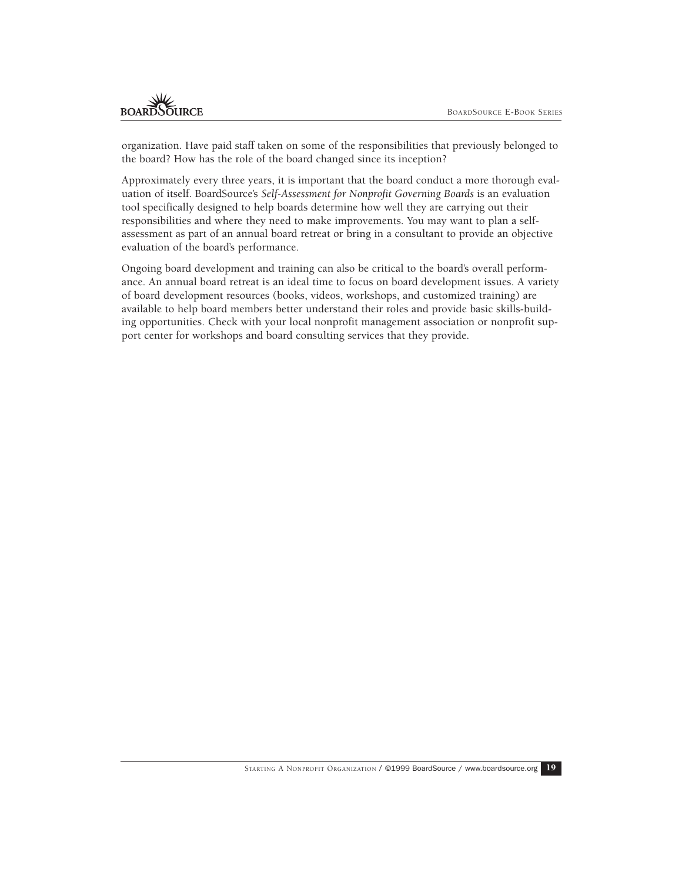organization. Have paid staff taken on some of the responsibilities that previously belonged to the board? How has the role of the board changed since its inception?

Approximately every three years, it is important that the board conduct a more thorough evaluation of itself. BoardSource's *Self-Assessment for Nonprofit Governing Boards* is an evaluation tool specifically designed to help boards determine how well they are carrying out their responsibilities and where they need to make improvements. You may want to plan a self-assessment as part of an annual board retreat or bring in a consultant to provide an objective evaluation of the board's performance.

Ongoing board development and training can also be critical to the board's overall performance. An annual board retreat is an ideal time to focus on board development issues. A variety of board development resources (books, videos, workshops, and customized training) are available to help board members better understand their roles and provide basic skills-building opportunities. Check with your local nonprofit management association or nonprofit support center for workshops and board consulting services that they provide.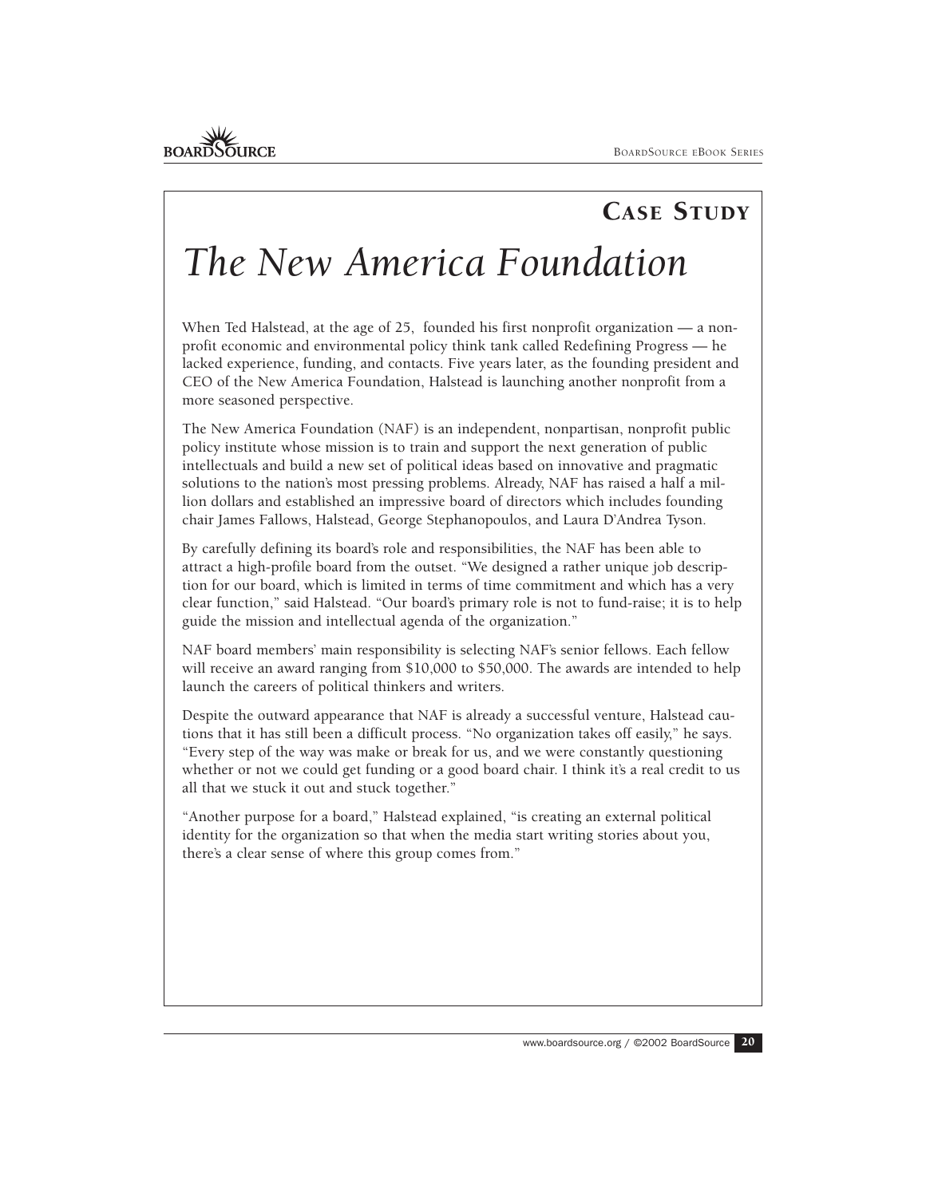## Case Study

# *The New America Foundation*

When Ted Halstead, at the age of 25, founded his first nonprofit organization — a nonprofit economic and environmental policy think tank called Redefining Progress — he lacked experience, funding, and contacts. Five years later, as the founding president and CEO of the New America Foundation, Halstead is launching another nonprofit from a more seasoned perspective.

The New America Foundation (NAF) is an independent, nonpartisan, nonprofit public policy institute whose mission is to train and support the next generation of public intellectuals and build a new set of political ideas based on innovative and pragmatic solutions to the nation's most pressing problems. Already, NAF has raised a half a million dollars and established an impressive board of directors which includes founding chair James Fallows, Halstead, George Stephanopoulos, and Laura D'Andrea Tyson.

By carefully defining its board's role and responsibilities, the NAF has been able to attract a high-profile board from the outset. "We designed a rather unique job description for our board, which is limited in terms of time commitment and which has a very clear function," said Halstead. "Our board's primary role is not to fund-raise; it is to help guide the mission and intellectual agenda of the organization."

NAF board members' main responsibility is selecting NAF's senior fellows. Each fellow will receive an award ranging from $10,000 to $50,000. The awards are intended to help launch the careers of political thinkers and writers.

Despite the outward appearance that NAF is already a successful venture, Halstead cautions that it has still been a difficult process. "No organization takes off easily," he says. "Every step of the way was make or break for us, and we were constantly questioning whether or not we could get funding or a good board chair. I think it's a real credit to us all that we stuck it out and stuck together."

"Another purpose for a board," Halstead explained, "is creating an external political identity for the organization so that when the media start writing stories about you, there's a clear sense of where this group comes from."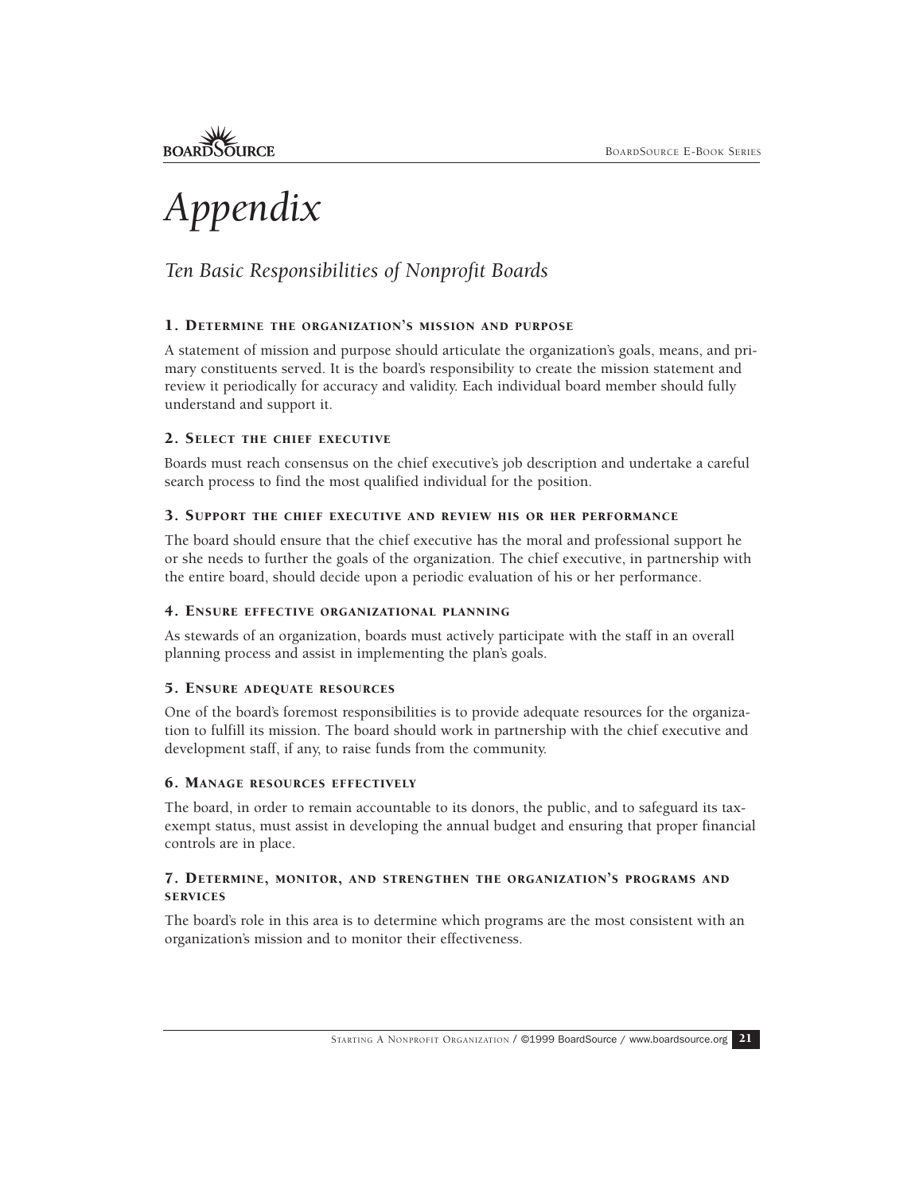# Appendix

## *Ten Basic Responsibilities of Nonprofit Boards*

### 1. Determine the organization's mission and purpose

A statement of mission and purpose should articulate the organization's goals, means, and primary constituents served. It is the board's responsibility to create the mission statement and review it periodically for accuracy and validity. Each individual board member should fully understand and support it.

### 2. Select the chief executive

Boards must reach consensus on the chief executive's job description and undertake a careful search process to find the most qualified individual for the position.

### 3. Support the chief executive and review his or her performance

The board should ensure that the chief executive has the moral and professional support he or she needs to further the goals of the organization. The chief executive, in partnership with the entire board, should decide upon a periodic evaluation of his or her performance.

### 4. Ensure effective organizational planning

As stewards of an organization, boards must actively participate with the staff in an overall planning process and assist in implementing the plan's goals.

### 5. Ensure adequate resources

One of the board's foremost responsibilities is to provide adequate resources for the organization to fulfill its mission. The board should work in partnership with the chief executive and development staff, if any, to raise funds from the community.

### 6. Manage resources effectively

The board, in order to remain accountable to its donors, the public, and to safeguard its tax-exempt status, must assist in developing the annual budget and ensuring that proper financial controls are in place.

### 7. Determine, monitor, and strengthen the organization's programs and services

The board's role in this area is to determine which programs are the most consistent with an organization's mission and to monitor their effectiveness.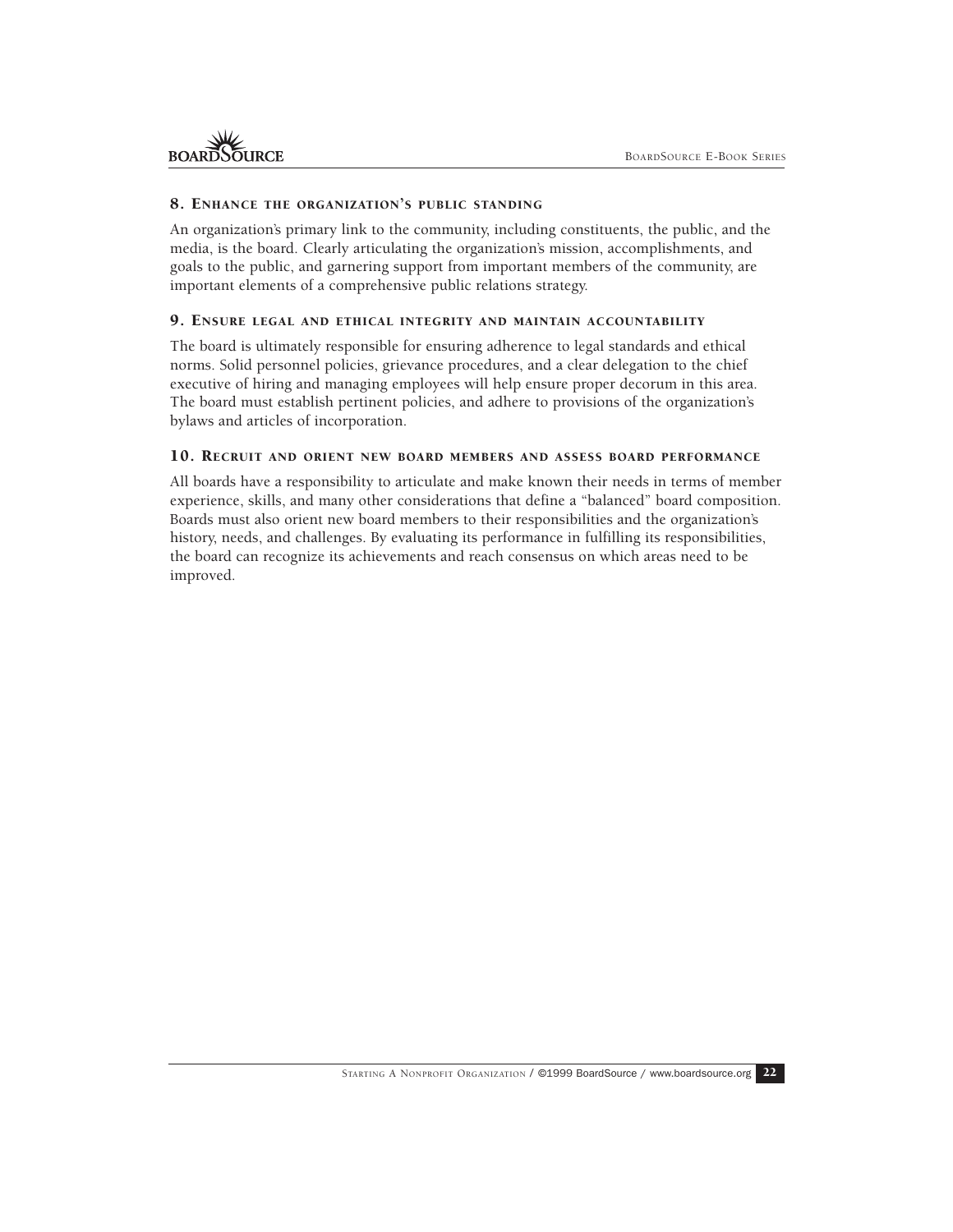### 8. Enhance the organization's public standing

An organization's primary link to the community, including constituents, the public, and the media, is the board. Clearly articulating the organization's mission, accomplishments, and goals to the public, and garnering support from important members of the community, are important elements of a comprehensive public relations strategy.

### 9. Ensure legal and ethical integrity and maintain accountability

The board is ultimately responsible for ensuring adherence to legal standards and ethical norms. Solid personnel policies, grievance procedures, and a clear delegation to the chief executive of hiring and managing employees will help ensure proper decorum in this area. The board must establish pertinent policies, and adhere to provisions of the organization's bylaws and articles of incorporation.

### 10. Recruit and orient new board members and assess board performance

All boards have a responsibility to articulate and make known their needs in terms of member experience, skills, and many other considerations that define a "balanced" board composition. Boards must also orient new board members to their responsibilities and the organization's history, needs, and challenges. By evaluating its performance in fulfilling its responsibilities, the board can recognize its achievements and reach consensus on which areas need to be improved.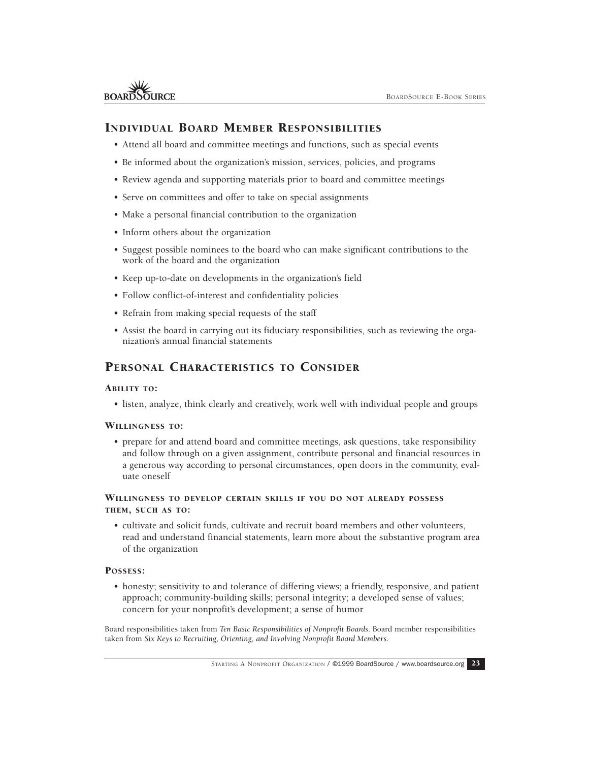## Individual Board Member Responsibilities

- Attend all board and committee meetings and functions, such as special events
- Be informed about the organization's mission, services, policies, and programs
- Review agenda and supporting materials prior to board and committee meetings
- Serve on committees and offer to take on special assignments
- Make a personal financial contribution to the organization
- Inform others about the organization
- Suggest possible nominees to the board who can make significant contributions to the work of the board and the organization
- Keep up-to-date on developments in the organization's field
- Follow conflict-of-interest and confidentiality policies
- Refrain from making special requests of the staff
- Assist the board in carrying out its fiduciary responsibilities, such as reviewing the organization's annual financial statements

## Personal Characteristics to Consider

### Ability to:

- listen, analyze, think clearly and creatively, work well with individual people and groups

### Willingness to:

- prepare for and attend board and committee meetings, ask questions, take responsibility and follow through on a given assignment, contribute personal and financial resources in a generous way according to personal circumstances, open doors in the community, evaluate oneself

### Willingness to develop certain skills if you do not already possess them, such as to:

- cultivate and solicit funds, cultivate and recruit board members and other volunteers, read and understand financial statements, learn more about the substantive program area of the organization

### Possess:

- honesty; sensitivity to and tolerance of differing views; a friendly, responsive, and patient approach; community-building skills; personal integrity; a developed sense of values; concern for your nonprofit's development; a sense of humor

Board responsibilities taken from *Ten Basic Responsibilities of Nonprofit Boards*. Board member responsibilities taken from *Six Keys to Recruiting, Orienting, and Involving Nonprofit Board Members*.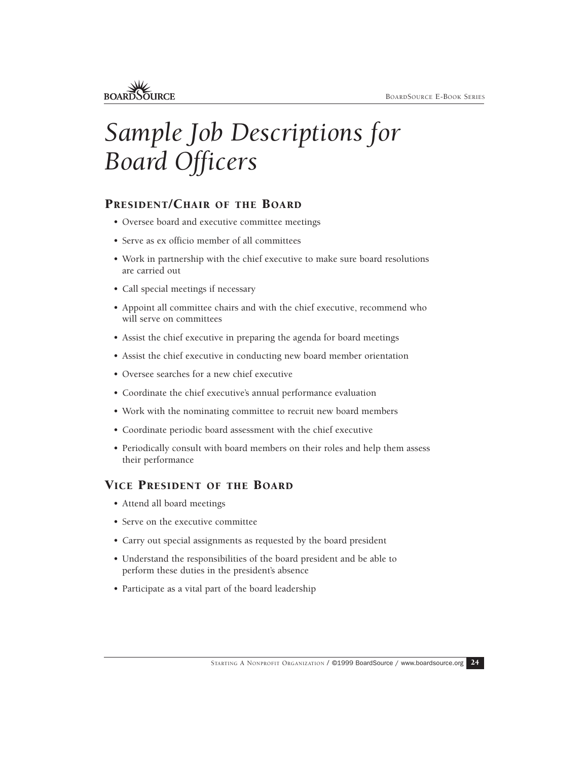# Sample Job Descriptions for Board Officers

## President/Chair of the Board

- Oversee board and executive committee meetings
- Serve as ex officio member of all committees
- Work in partnership with the chief executive to make sure board resolutions are carried out
- Call special meetings if necessary
- Appoint all committee chairs and with the chief executive, recommend who will serve on committees
- Assist the chief executive in preparing the agenda for board meetings
- Assist the chief executive in conducting new board member orientation
- Oversee searches for a new chief executive
- Coordinate the chief executive's annual performance evaluation
- Work with the nominating committee to recruit new board members
- Coordinate periodic board assessment with the chief executive
- Periodically consult with board members on their roles and help them assess their performance

## Vice President of the Board

- Attend all board meetings
- Serve on the executive committee
- Carry out special assignments as requested by the board president
- Understand the responsibilities of the board president and be able to perform these duties in the president's absence
- Participate as a vital part of the board leadership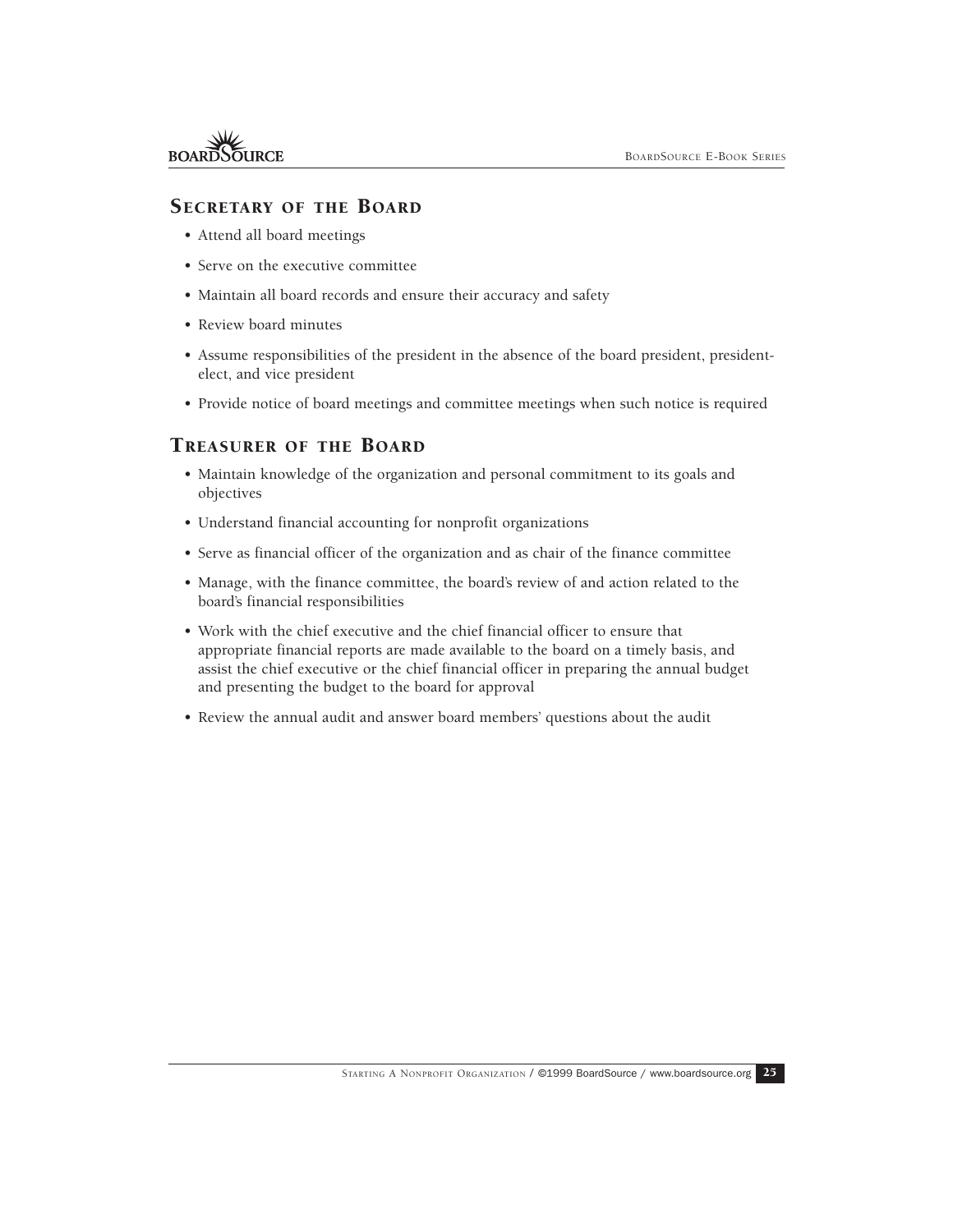## Secretary of the Board

- Attend all board meetings
- Serve on the executive committee
- Maintain all board records and ensure their accuracy and safety
- Review board minutes
- Assume responsibilities of the president in the absence of the board president, president-elect, and vice president
- Provide notice of board meetings and committee meetings when such notice is required

## Treasurer of the Board

- Maintain knowledge of the organization and personal commitment to its goals and objectives
- Understand financial accounting for nonprofit organizations
- Serve as financial officer of the organization and as chair of the finance committee
- Manage, with the finance committee, the board's review of and action related to the board's financial responsibilities
- Work with the chief executive and the chief financial officer to ensure that appropriate financial reports are made available to the board on a timely basis, and assist the chief executive or the chief financial officer in preparing the annual budget and presenting the budget to the board for approval
- Review the annual audit and answer board members' questions about the audit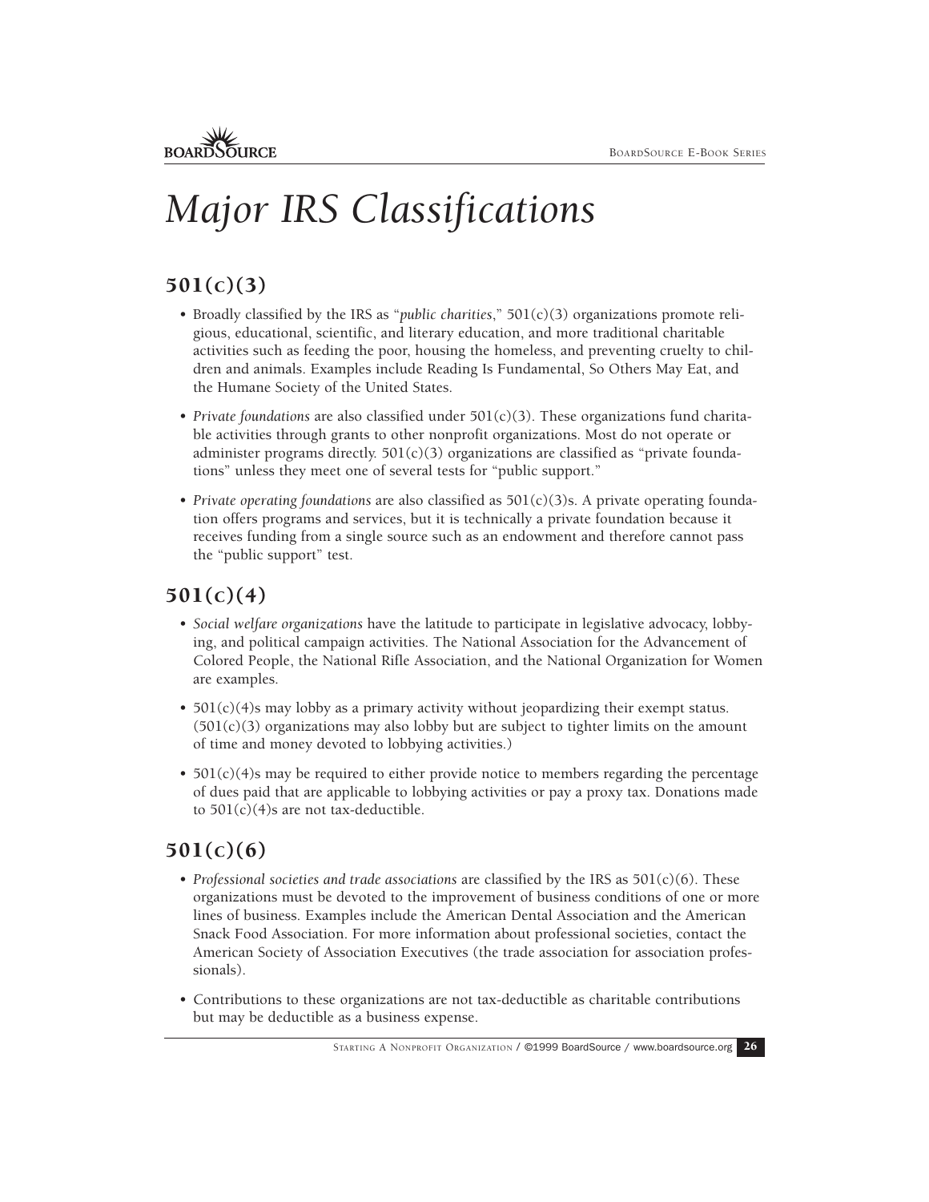# *Major IRS Classifications*

## 501(c)(3)

- Broadly classified by the IRS as "*public charities*," 501(c)(3) organizations promote religious, educational, scientific, and literary education, and more traditional charitable activities such as feeding the poor, housing the homeless, and preventing cruelty to children and animals. Examples include Reading Is Fundamental, So Others May Eat, and the Humane Society of the United States.
- *Private foundations* are also classified under 501(c)(3). These organizations fund charitable activities through grants to other nonprofit organizations. Most do not operate or administer programs directly. 501(c)(3) organizations are classified as "private foundations" unless they meet one of several tests for "public support."
- *Private operating foundations* are also classified as 501(c)(3)s. A private operating foundation offers programs and services, but it is technically a private foundation because it receives funding from a single source such as an endowment and therefore cannot pass the "public support" test.

## 501(c)(4)

- *Social welfare organizations* have the latitude to participate in legislative advocacy, lobbying, and political campaign activities. The National Association for the Advancement of Colored People, the National Rifle Association, and the National Organization for Women are examples.
- 501(c)(4)s may lobby as a primary activity without jeopardizing their exempt status. (501(c)(3) organizations may also lobby but are subject to tighter limits on the amount of time and money devoted to lobbying activities.)
- 501(c)(4)s may be required to either provide notice to members regarding the percentage of dues paid that are applicable to lobbying activities or pay a proxy tax. Donations made to 501(c)(4)s are not tax-deductible.

## 501(c)(6)

- *Professional societies and trade associations* are classified by the IRS as 501(c)(6). These organizations must be devoted to the improvement of business conditions of one or more lines of business. Examples include the American Dental Association and the American Snack Food Association. For more information about professional societies, contact the American Society of Association Executives (the trade association for association professionals).
- Contributions to these organizations are not tax-deductible as charitable contributions but may be deductible as a business expense.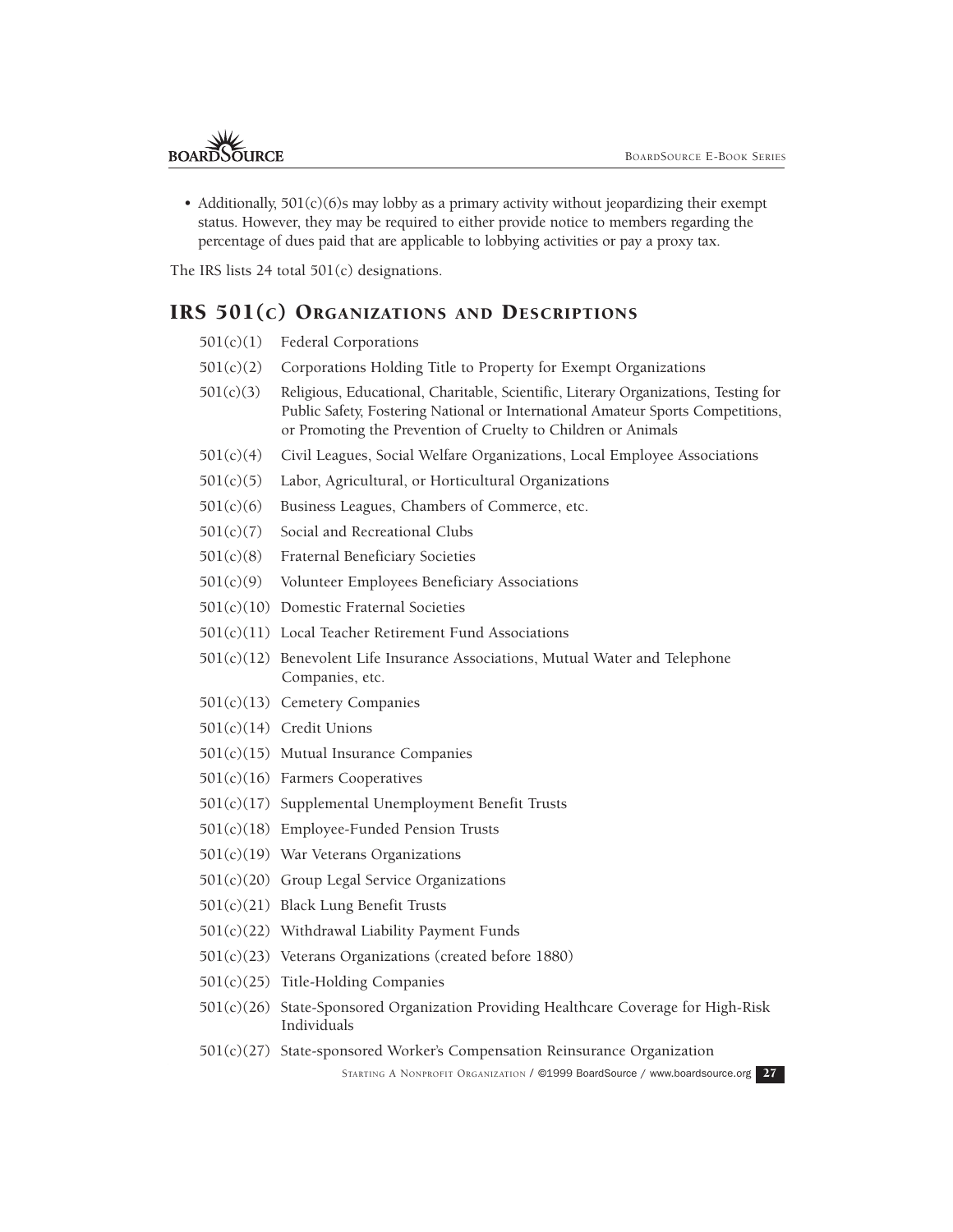- Additionally, 501(c)(6)s may lobby as a primary activity without jeopardizing their exempt status. However, they may be required to either provide notice to members regarding the percentage of dues paid that are applicable to lobbying activities or pay a proxy tax.

The IRS lists 24 total 501(c) designations.

## IRS 501(c) Organizations and Descriptions

| | |
|---|---|
| 501(c)(1) | Federal Corporations |
| 501(c)(2) | Corporations Holding Title to Property for Exempt Organizations |
| 501(c)(3) | Religious, Educational, Charitable, Scientific, Literary Organizations, Testing for Public Safety, Fostering National or International Amateur Sports Competitions, or Promoting the Prevention of Cruelty to Children or Animals |
| 501(c)(4) | Civil Leagues, Social Welfare Organizations, Local Employee Associations |
| 501(c)(5) | Labor, Agricultural, or Horticultural Organizations |
| 501(c)(6) | Business Leagues, Chambers of Commerce, etc. |
| 501(c)(7) | Social and Recreational Clubs |
| 501(c)(8) | Fraternal Beneficiary Societies |
| 501(c)(9) | Volunteer Employees Beneficiary Associations |
| 501(c)(10) | Domestic Fraternal Societies |
| 501(c)(11) | Local Teacher Retirement Fund Associations |
| 501(c)(12) | Benevolent Life Insurance Associations, Mutual Water and Telephone Companies, etc. |
| 501(c)(13) | Cemetery Companies |
| 501(c)(14) | Credit Unions |
| 501(c)(15) | Mutual Insurance Companies |
| 501(c)(16) | Farmers Cooperatives |
| 501(c)(17) | Supplemental Unemployment Benefit Trusts |
| 501(c)(18) | Employee-Funded Pension Trusts |
| 501(c)(19) | War Veterans Organizations |
| 501(c)(20) | Group Legal Service Organizations |
| 501(c)(21) | Black Lung Benefit Trusts |
| 501(c)(22) | Withdrawal Liability Payment Funds |
| 501(c)(23) | Veterans Organizations (created before 1880) |
| 501(c)(25) | Title-Holding Companies |
| 501(c)(26) | State-Sponsored Organization Providing Healthcare Coverage for High-Risk Individuals |
| 501(c)(27) | State-sponsored Worker's Compensation Reinsurance Organization |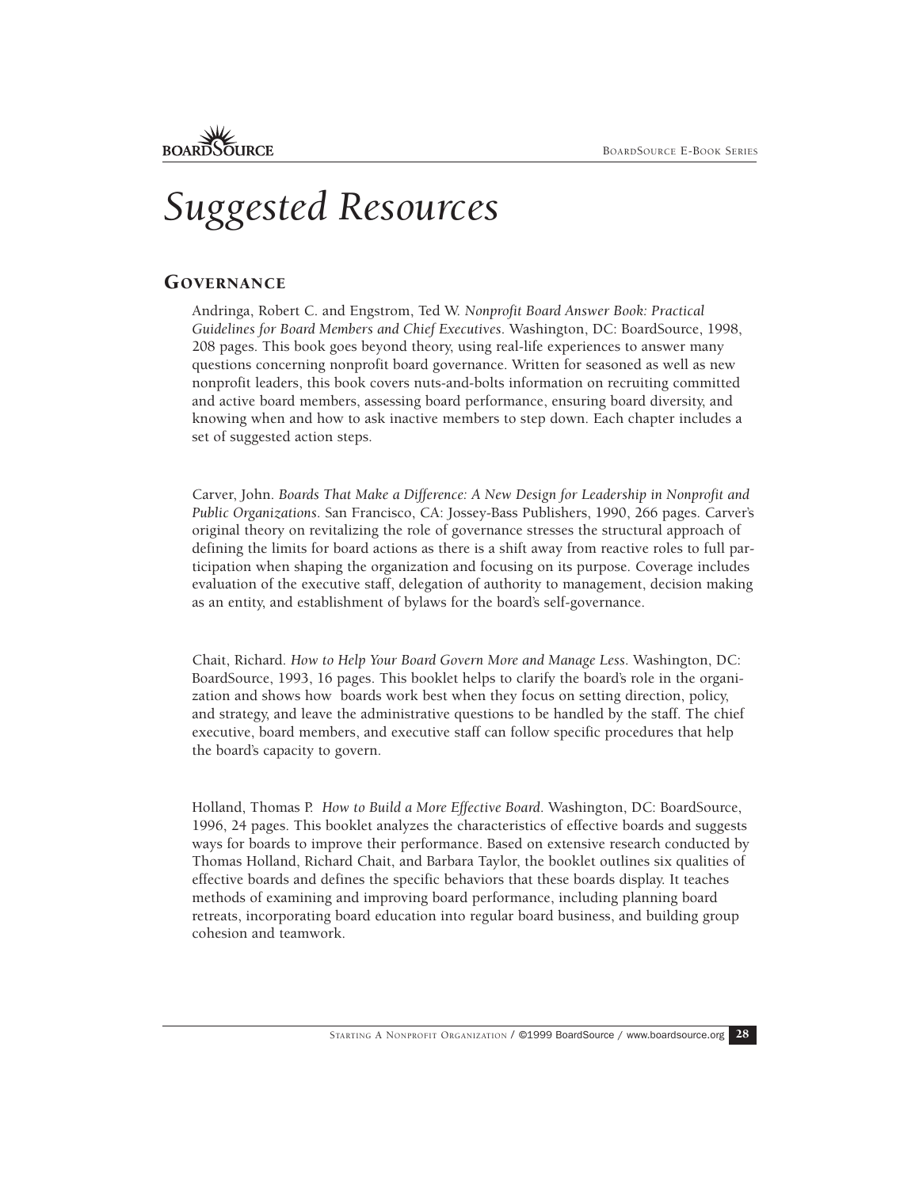# Suggested Resources

## Governance

Andringa, Robert C. and Engstrom, Ted W. *Nonprofit Board Answer Book: Practical Guidelines for Board Members and Chief Executives*. Washington, DC: BoardSource, 1998, 208 pages. This book goes beyond theory, using real-life experiences to answer many questions concerning nonprofit board governance. Written for seasoned as well as new nonprofit leaders, this book covers nuts-and-bolts information on recruiting committed and active board members, assessing board performance, ensuring board diversity, and knowing when and how to ask inactive members to step down. Each chapter includes a set of suggested action steps.

Carver, John. *Boards That Make a Difference: A New Design for Leadership in Nonprofit and Public Organizations*. San Francisco, CA: Jossey-Bass Publishers, 1990, 266 pages. Carver's original theory on revitalizing the role of governance stresses the structural approach of defining the limits for board actions as there is a shift away from reactive roles to full participation when shaping the organization and focusing on its purpose. Coverage includes evaluation of the executive staff, delegation of authority to management, decision making as an entity, and establishment of bylaws for the board's self-governance.

Chait, Richard. *How to Help Your Board Govern More and Manage Less*. Washington, DC: BoardSource, 1993, 16 pages. This booklet helps to clarify the board's role in the organization and shows how boards work best when they focus on setting direction, policy, and strategy, and leave the administrative questions to be handled by the staff. The chief executive, board members, and executive staff can follow specific procedures that help the board's capacity to govern.

Holland, Thomas P. *How to Build a More Effective Board*. Washington, DC: BoardSource, 1996, 24 pages. This booklet analyzes the characteristics of effective boards and suggests ways for boards to improve their performance. Based on extensive research conducted by Thomas Holland, Richard Chait, and Barbara Taylor, the booklet outlines six qualities of effective boards and defines the specific behaviors that these boards display. It teaches methods of examining and improving board performance, including planning board retreats, incorporating board education into regular board business, and building group cohesion and teamwork.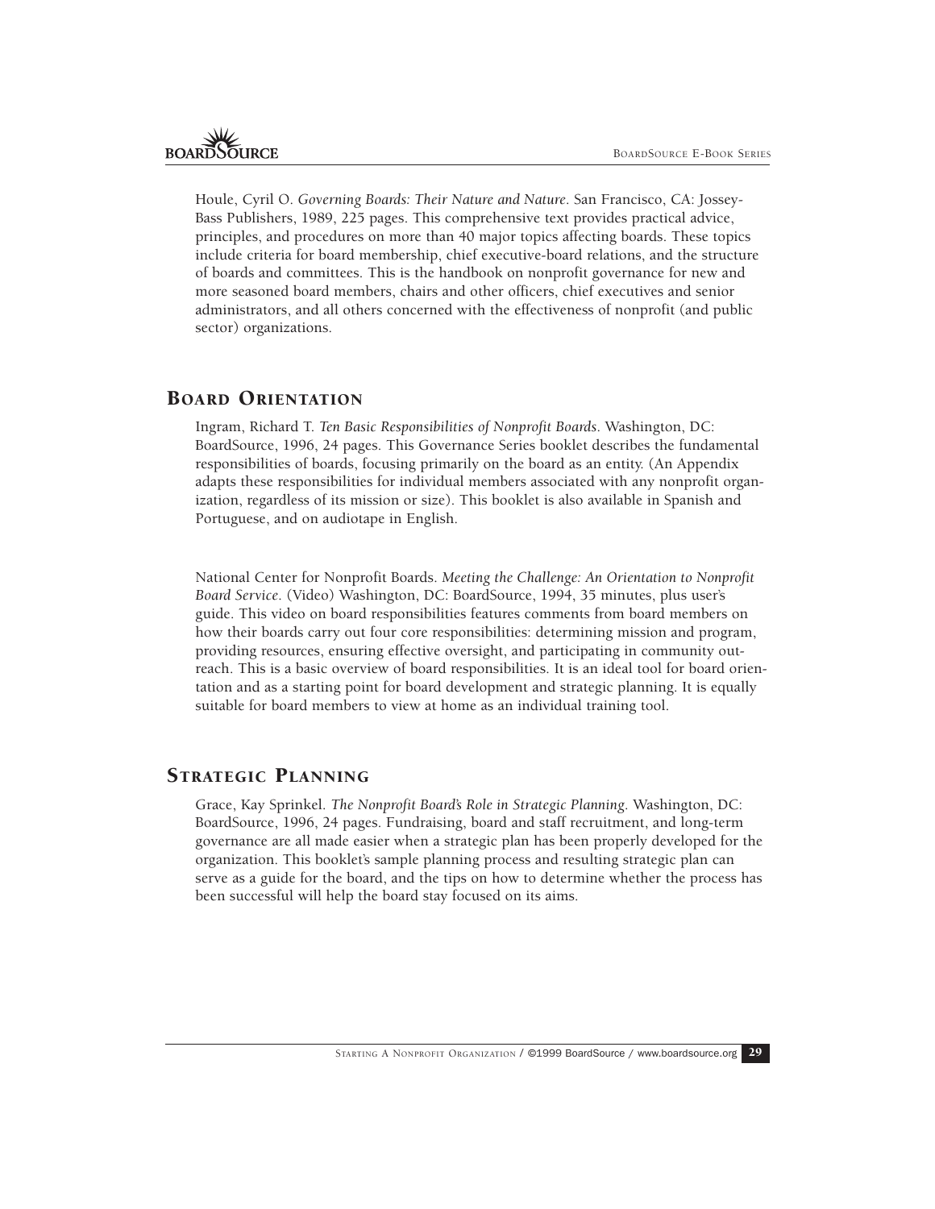Houle, Cyril O. *Governing Boards: Their Nature and Nature*. San Francisco, CA: Jossey-Bass Publishers, 1989, 225 pages. This comprehensive text provides practical advice, principles, and procedures on more than 40 major topics affecting boards. These topics include criteria for board membership, chief executive-board relations, and the structure of boards and committees. This is the handbook on nonprofit governance for new and more seasoned board members, chairs and other officers, chief executives and senior administrators, and all others concerned with the effectiveness of nonprofit (and public sector) organizations.

## Board Orientation

Ingram, Richard T. *Ten Basic Responsibilities of Nonprofit Boards*. Washington, DC: BoardSource, 1996, 24 pages. This Governance Series booklet describes the fundamental responsibilities of boards, focusing primarily on the board as an entity. (An Appendix adapts these responsibilities for individual members associated with any nonprofit organization, regardless of its mission or size). This booklet is also available in Spanish and Portuguese, and on audiotape in English.

National Center for Nonprofit Boards. *Meeting the Challenge: An Orientation to Nonprofit Board Service*. (Video) Washington, DC: BoardSource, 1994, 35 minutes, plus user's guide. This video on board responsibilities features comments from board members on how their boards carry out four core responsibilities: determining mission and program, providing resources, ensuring effective oversight, and participating in community outreach. This is a basic overview of board responsibilities. It is an ideal tool for board orientation and as a starting point for board development and strategic planning. It is equally suitable for board members to view at home as an individual training tool.

## Strategic Planning

Grace, Kay Sprinkel. *The Nonprofit Board's Role in Strategic Planning*. Washington, DC: BoardSource, 1996, 24 pages. Fundraising, board and staff recruitment, and long-term governance are all made easier when a strategic plan has been properly developed for the organization. This booklet's sample planning process and resulting strategic plan can serve as a guide for the board, and the tips on how to determine whether the process has been successful will help the board stay focused on its aims.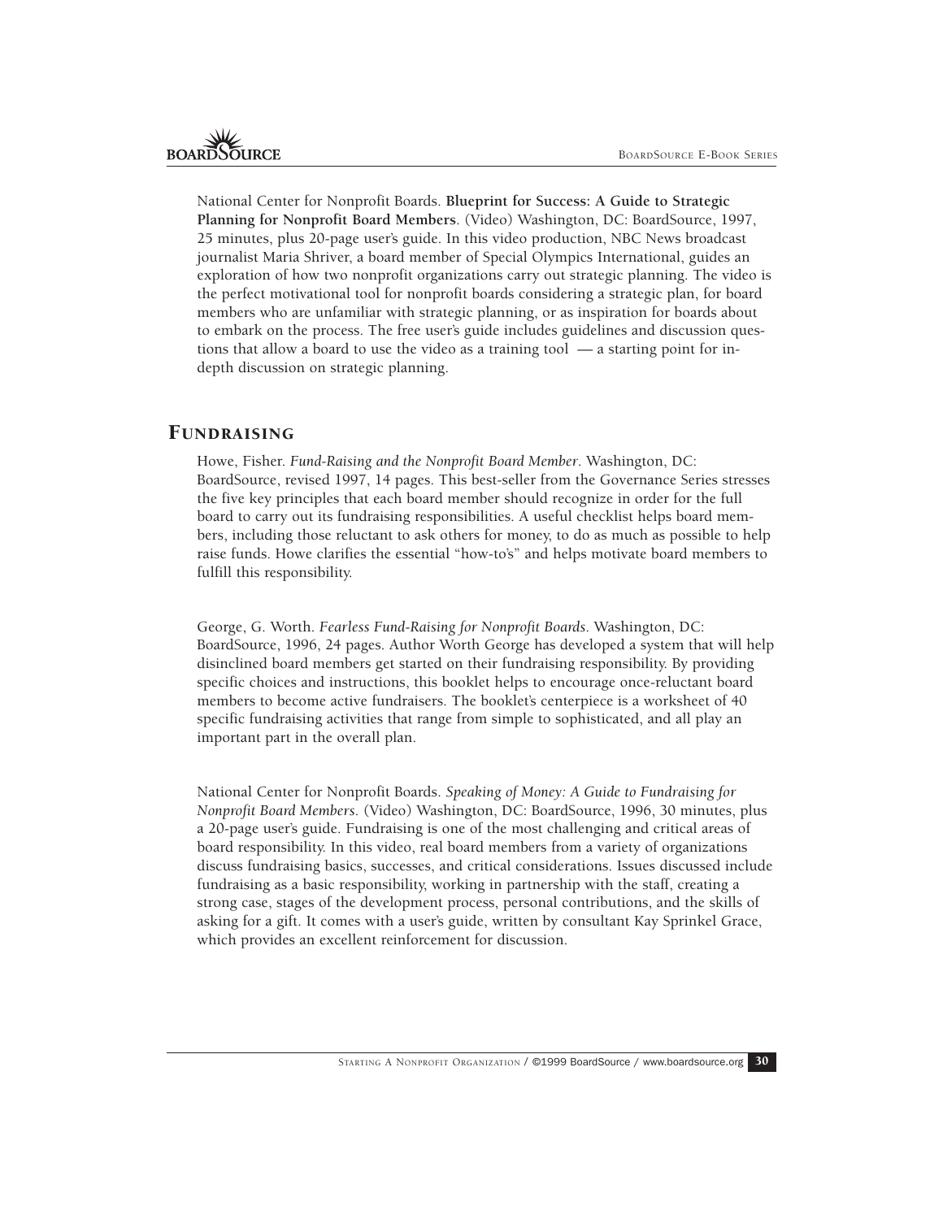National Center for Nonprofit Boards. **Blueprint for Success: A Guide to Strategic Planning for Nonprofit Board Members**. (Video) Washington, DC: BoardSource, 1997, 25 minutes, plus 20-page user's guide. In this video production, NBC News broadcast journalist Maria Shriver, a board member of Special Olympics International, guides an exploration of how two nonprofit organizations carry out strategic planning. The video is the perfect motivational tool for nonprofit boards considering a strategic plan, for board members who are unfamiliar with strategic planning, or as inspiration for boards about to embark on the process. The free user's guide includes guidelines and discussion questions that allow a board to use the video as a training tool — a starting point for in-depth discussion on strategic planning.

## Fundraising

Howe, Fisher. *Fund-Raising and the Nonprofit Board Member*. Washington, DC: BoardSource, revised 1997, 14 pages. This best-seller from the Governance Series stresses the five key principles that each board member should recognize in order for the full board to carry out its fundraising responsibilities. A useful checklist helps board members, including those reluctant to ask others for money, to do as much as possible to help raise funds. Howe clarifies the essential "how-to's" and helps motivate board members to fulfill this responsibility.

George, G. Worth. *Fearless Fund-Raising for Nonprofit Boards*. Washington, DC: BoardSource, 1996, 24 pages. Author Worth George has developed a system that will help disinclined board members get started on their fundraising responsibility. By providing specific choices and instructions, this booklet helps to encourage once-reluctant board members to become active fundraisers. The booklet's centerpiece is a worksheet of 40 specific fundraising activities that range from simple to sophisticated, and all play an important part in the overall plan.

National Center for Nonprofit Boards. *Speaking of Money: A Guide to Fundraising for Nonprofit Board Members*. (Video) Washington, DC: BoardSource, 1996, 30 minutes, plus a 20-page user's guide. Fundraising is one of the most challenging and critical areas of board responsibility. In this video, real board members from a variety of organizations discuss fundraising basics, successes, and critical considerations. Issues discussed include fundraising as a basic responsibility, working in partnership with the staff, creating a strong case, stages of the development process, personal contributions, and the skills of asking for a gift. It comes with a user's guide, written by consultant Kay Sprinkel Grace, which provides an excellent reinforcement for discussion.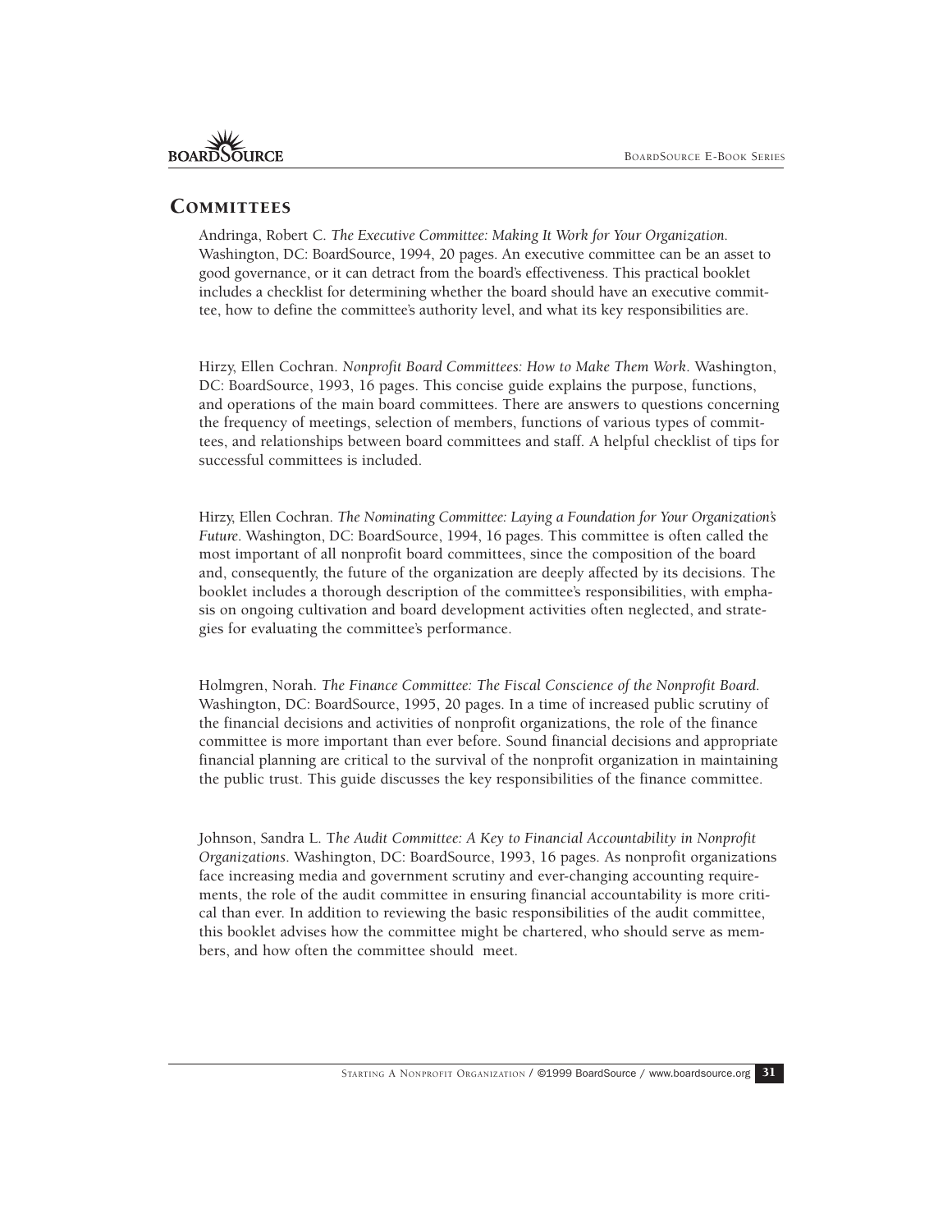## Committees

Andringa, Robert C. *The Executive Committee: Making It Work for Your Organization.* Washington, DC: BoardSource, 1994, 20 pages. An executive committee can be an asset to good governance, or it can detract from the board's effectiveness. This practical booklet includes a checklist for determining whether the board should have an executive committee, how to define the committee's authority level, and what its key responsibilities are.

Hirzy, Ellen Cochran. *Nonprofit Board Committees: How to Make Them Work*. Washington, DC: BoardSource, 1993, 16 pages. This concise guide explains the purpose, functions, and operations of the main board committees. There are answers to questions concerning the frequency of meetings, selection of members, functions of various types of committees, and relationships between board committees and staff. A helpful checklist of tips for successful committees is included.

Hirzy, Ellen Cochran. *The Nominating Committee: Laying a Foundation for Your Organization's Future*. Washington, DC: BoardSource, 1994, 16 pages. This committee is often called the most important of all nonprofit board committees, since the composition of the board and, consequently, the future of the organization are deeply affected by its decisions. The booklet includes a thorough description of the committee's responsibilities, with emphasis on ongoing cultivation and board development activities often neglected, and strategies for evaluating the committee's performance.

Holmgren, Norah. *The Finance Committee: The Fiscal Conscience of the Nonprofit Board.* Washington, DC: BoardSource, 1995, 20 pages. In a time of increased public scrutiny of the financial decisions and activities of nonprofit organizations, the role of the finance committee is more important than ever before. Sound financial decisions and appropriate financial planning are critical to the survival of the nonprofit organization in maintaining the public trust. This guide discusses the key responsibilities of the finance committee.

Johnson, Sandra L. *The Audit Committee: A Key to Financial Accountability in Nonprofit Organizations*. Washington, DC: BoardSource, 1993, 16 pages. As nonprofit organizations face increasing media and government scrutiny and ever-changing accounting requirements, the role of the audit committee in ensuring financial accountability is more critical than ever. In addition to reviewing the basic responsibilities of the audit committee, this booklet advises how the committee might be chartered, who should serve as members, and how often the committee should meet.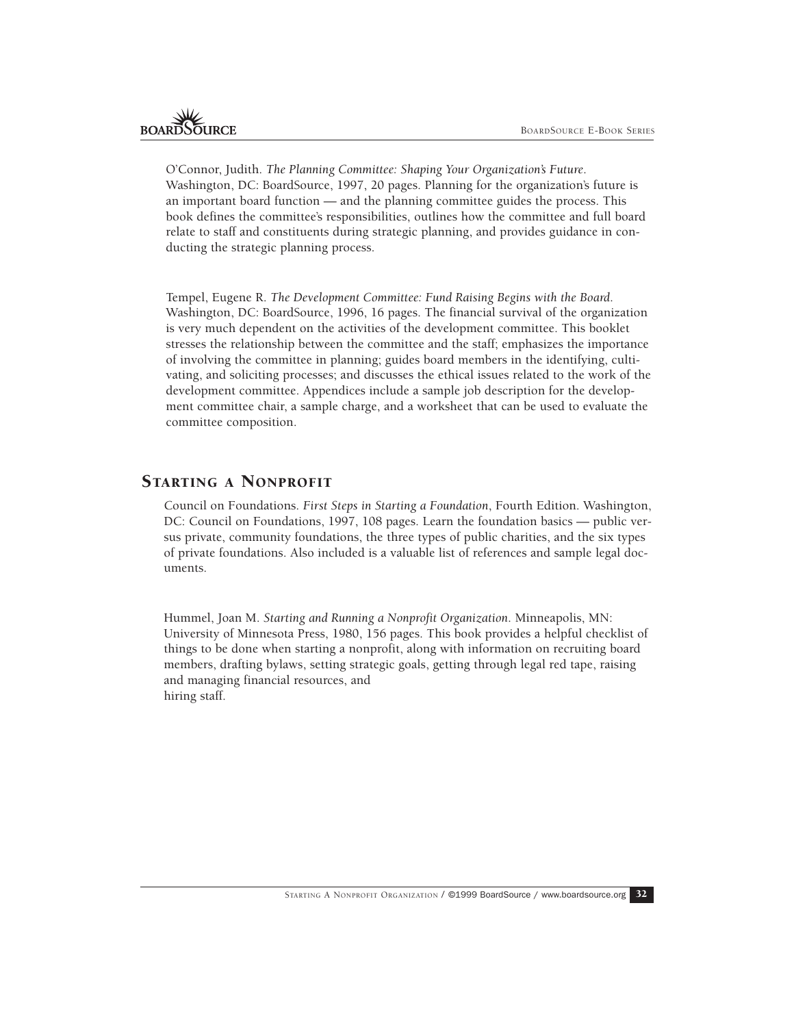O'Connor, Judith. *The Planning Committee: Shaping Your Organization's Future*. Washington, DC: BoardSource, 1997, 20 pages. Planning for the organization's future is an important board function — and the planning committee guides the process. This book defines the committee's responsibilities, outlines how the committee and full board relate to staff and constituents during strategic planning, and provides guidance in conducting the strategic planning process.

Tempel, Eugene R. *The Development Committee: Fund Raising Begins with the Board*. Washington, DC: BoardSource, 1996, 16 pages. The financial survival of the organization is very much dependent on the activities of the development committee. This booklet stresses the relationship between the committee and the staff; emphasizes the importance of involving the committee in planning; guides board members in the identifying, cultivating, and soliciting processes; and discusses the ethical issues related to the work of the development committee. Appendices include a sample job description for the development committee chair, a sample charge, and a worksheet that can be used to evaluate the committee composition.

## Starting a Nonprofit

Council on Foundations. *First Steps in Starting a Foundation*, Fourth Edition. Washington, DC: Council on Foundations, 1997, 108 pages. Learn the foundation basics — public versus private, community foundations, the three types of public charities, and the six types of private foundations. Also included is a valuable list of references and sample legal documents.

Hummel, Joan M. *Starting and Running a Nonprofit Organization*. Minneapolis, MN: University of Minnesota Press, 1980, 156 pages. This book provides a helpful checklist of things to be done when starting a nonprofit, along with information on recruiting board members, drafting bylaws, setting strategic goals, getting through legal red tape, raising and managing financial resources, and hiring staff.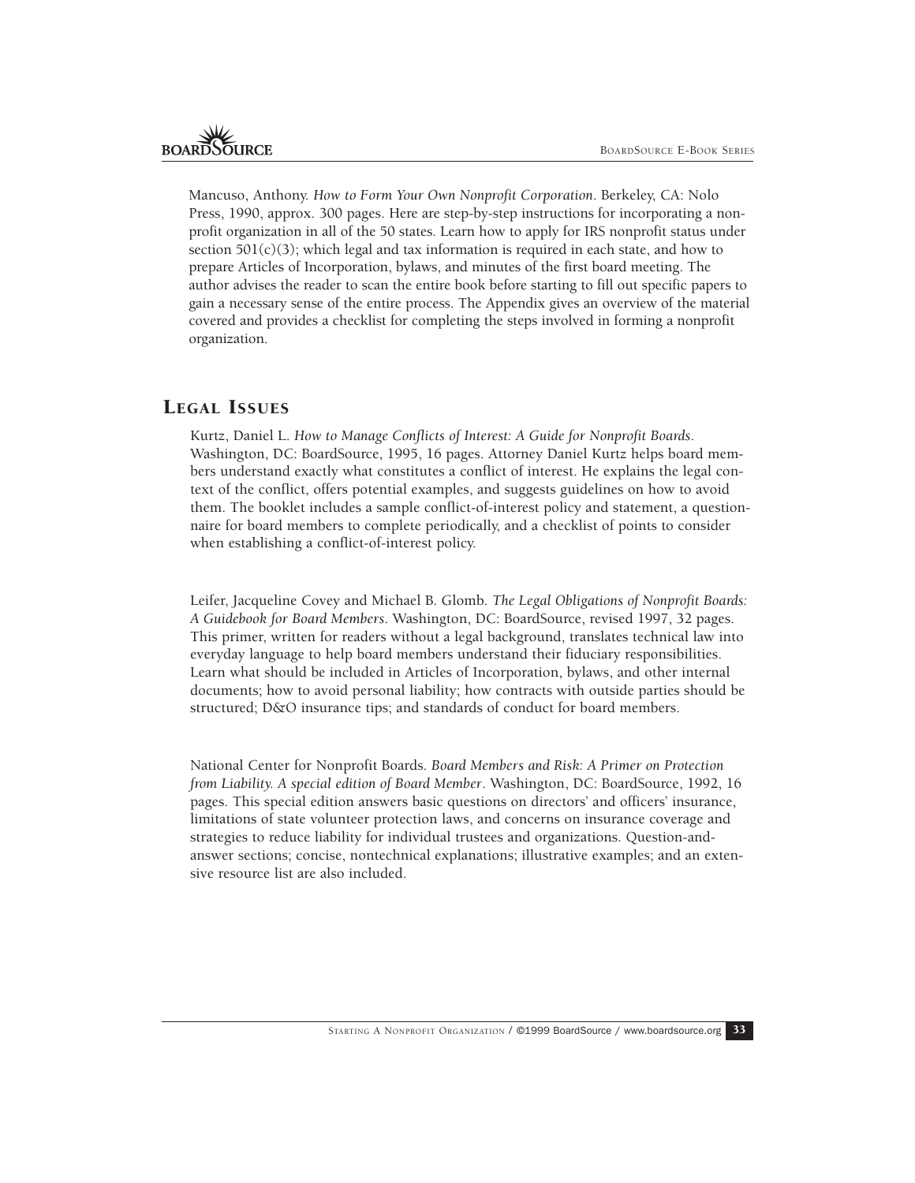Mancuso, Anthony. *How to Form Your Own Nonprofit Corporation*. Berkeley, CA: Nolo Press, 1990, approx. 300 pages. Here are step-by-step instructions for incorporating a nonprofit organization in all of the 50 states. Learn how to apply for IRS nonprofit status under section 501(c)(3); which legal and tax information is required in each state, and how to prepare Articles of Incorporation, bylaws, and minutes of the first board meeting. The author advises the reader to scan the entire book before starting to fill out specific papers to gain a necessary sense of the entire process. The Appendix gives an overview of the material covered and provides a checklist for completing the steps involved in forming a nonprofit organization.

## LEGAL ISSUES

Kurtz, Daniel L. *How to Manage Conflicts of Interest: A Guide for Nonprofit Boards*. Washington, DC: BoardSource, 1995, 16 pages. Attorney Daniel Kurtz helps board members understand exactly what constitutes a conflict of interest. He explains the legal context of the conflict, offers potential examples, and suggests guidelines on how to avoid them. The booklet includes a sample conflict-of-interest policy and statement, a questionnaire for board members to complete periodically, and a checklist of points to consider when establishing a conflict-of-interest policy.

Leifer, Jacqueline Covey and Michael B. Glomb. *The Legal Obligations of Nonprofit Boards: A Guidebook for Board Members*. Washington, DC: BoardSource, revised 1997, 32 pages. This primer, written for readers without a legal background, translates technical law into everyday language to help board members understand their fiduciary responsibilities. Learn what should be included in Articles of Incorporation, bylaws, and other internal documents; how to avoid personal liability; how contracts with outside parties should be structured; D&O insurance tips; and standards of conduct for board members.

National Center for Nonprofit Boards. *Board Members and Risk: A Primer on Protection from Liability. A special edition of Board Member*. Washington, DC: BoardSource, 1992, 16 pages. This special edition answers basic questions on directors' and officers' insurance, limitations of state volunteer protection laws, and concerns on insurance coverage and strategies to reduce liability for individual trustees and organizations. Question-and-answer sections; concise, nontechnical explanations; illustrative examples; and an extensive resource list are also included.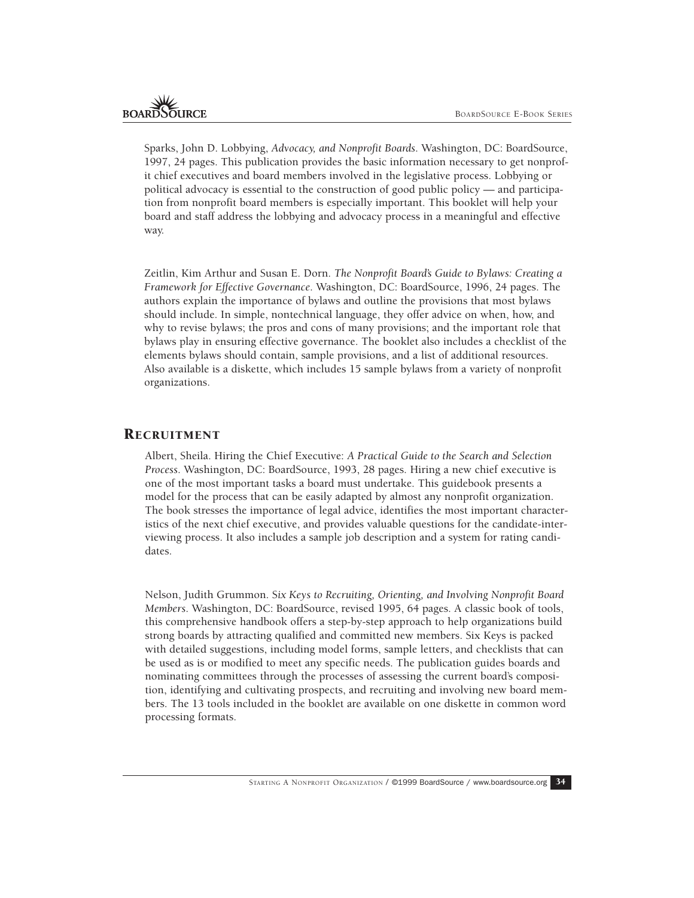Sparks, John D. Lobbying, *Advocacy, and Nonprofit Boards*. Washington, DC: BoardSource, 1997, 24 pages. This publication provides the basic information necessary to get nonprofit chief executives and board members involved in the legislative process. Lobbying or political advocacy is essential to the construction of good public policy — and participation from nonprofit board members is especially important. This booklet will help your board and staff address the lobbying and advocacy process in a meaningful and effective way.

Zeitlin, Kim Arthur and Susan E. Dorn. *The Nonprofit Board's Guide to Bylaws: Creating a Framework for Effective Governance*. Washington, DC: BoardSource, 1996, 24 pages. The authors explain the importance of bylaws and outline the provisions that most bylaws should include. In simple, nontechnical language, they offer advice on when, how, and why to revise bylaws; the pros and cons of many provisions; and the important role that bylaws play in ensuring effective governance. The booklet also includes a checklist of the elements bylaws should contain, sample provisions, and a list of additional resources. Also available is a diskette, which includes 15 sample bylaws from a variety of nonprofit organizations.

## Recruitment

Albert, Sheila. Hiring the Chief Executive: *A Practical Guide to the Search and Selection Process*. Washington, DC: BoardSource, 1993, 28 pages. Hiring a new chief executive is one of the most important tasks a board must undertake. This guidebook presents a model for the process that can be easily adapted by almost any nonprofit organization. The book stresses the importance of legal advice, identifies the most important characteristics of the next chief executive, and provides valuable questions for the candidate-interviewing process. It also includes a sample job description and a system for rating candidates.

Nelson, Judith Grummon. *Six Keys to Recruiting, Orienting, and Involving Nonprofit Board Members*. Washington, DC: BoardSource, revised 1995, 64 pages. A classic book of tools, this comprehensive handbook offers a step-by-step approach to help organizations build strong boards by attracting qualified and committed new members. Six Keys is packed with detailed suggestions, including model forms, sample letters, and checklists that can be used as is or modified to meet any specific needs. The publication guides boards and nominating committees through the processes of assessing the current board's composition, identifying and cultivating prospects, and recruiting and involving new board members. The 13 tools included in the booklet are available on one diskette in common word processing formats.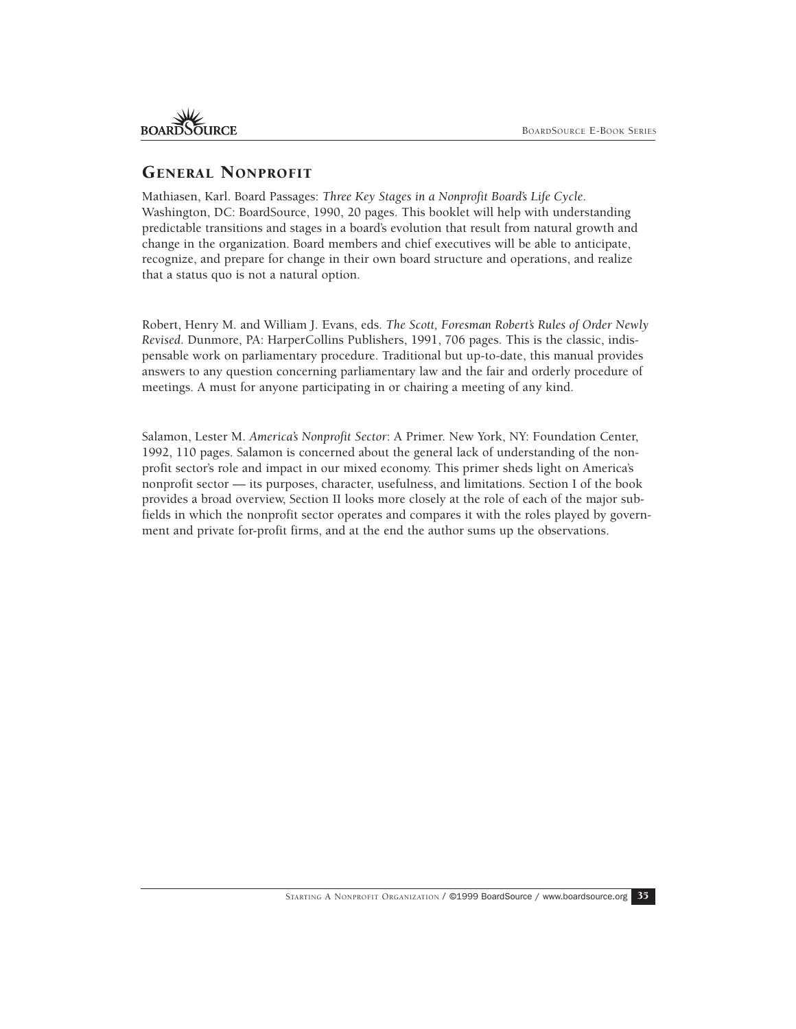## General Nonprofit

Mathiasen, Karl. Board Passages: *Three Key Stages in a Nonprofit Board's Life Cycle*. Washington, DC: BoardSource, 1990, 20 pages. This booklet will help with understanding predictable transitions and stages in a board's evolution that result from natural growth and change in the organization. Board members and chief executives will be able to anticipate, recognize, and prepare for change in their own board structure and operations, and realize that a status quo is not a natural option.

Robert, Henry M. and William J. Evans, eds. *The Scott, Foresman Robert's Rules of Order Newly Revised*. Dunmore, PA: HarperCollins Publishers, 1991, 706 pages. This is the classic, indispensable work on parliamentary procedure. Traditional but up-to-date, this manual provides answers to any question concerning parliamentary law and the fair and orderly procedure of meetings. A must for anyone participating in or chairing a meeting of any kind.

Salamon, Lester M. *America's Nonprofit Sector*: A Primer. New York, NY: Foundation Center, 1992, 110 pages. Salamon is concerned about the general lack of understanding of the nonprofit sector's role and impact in our mixed economy. This primer sheds light on America's nonprofit sector — its purposes, character, usefulness, and limitations. Section I of the book provides a broad overview, Section II looks more closely at the role of each of the major subfields in which the nonprofit sector operates and compares it with the roles played by government and private for-profit firms, and at the end the author sums up the observations.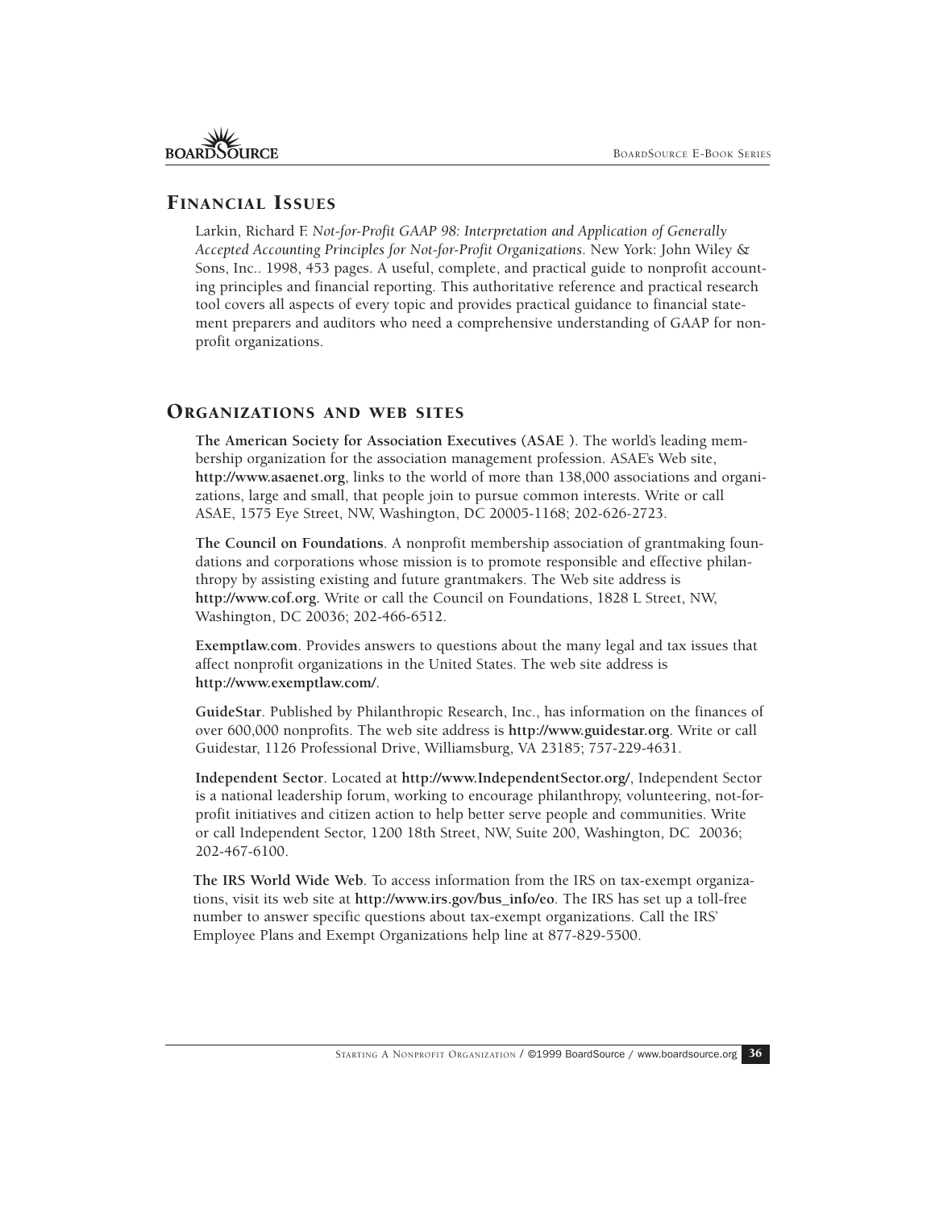## Financial Issues

Larkin, Richard F. *Not-for-Profit GAAP 98: Interpretation and Application of Generally Accepted Accounting Principles for Not-for-Profit Organizations*. New York: John Wiley & Sons, Inc.. 1998, 453 pages. A useful, complete, and practical guide to nonprofit accounting principles and financial reporting. This authoritative reference and practical research tool covers all aspects of every topic and provides practical guidance to financial statement preparers and auditors who need a comprehensive understanding of GAAP for nonprofit organizations.

## Organizations and web sites

**The American Society for Association Executives (ASAE )**. The world's leading membership organization for the association management profession. ASAE's Web site, **http://www.asaenet.org**, links to the world of more than 138,000 associations and organizations, large and small, that people join to pursue common interests. Write or call ASAE, 1575 Eye Street, NW, Washington, DC 20005-1168; 202-626-2723.

**The Council on Foundations**. A nonprofit membership association of grantmaking foundations and corporations whose mission is to promote responsible and effective philanthropy by assisting existing and future grantmakers. The Web site address is **http://www.cof.org.** Write or call the Council on Foundations, 1828 L Street, NW, Washington, DC 20036; 202-466-6512.

**Exemptlaw.com**. Provides answers to questions about the many legal and tax issues that affect nonprofit organizations in the United States. The web site address is **http://www.exemptlaw.com/**.

**GuideStar**. Published by Philanthropic Research, Inc., has information on the finances of over 600,000 nonprofits. The web site address is **http://www.guidestar.org**. Write or call Guidestar, 1126 Professional Drive, Williamsburg, VA 23185; 757-229-4631.

**Independent Sector**. Located at **http://www.IndependentSector.org/**, Independent Sector is a national leadership forum, working to encourage philanthropy, volunteering, not-for-profit initiatives and citizen action to help better serve people and communities. Write or call Independent Sector, 1200 18th Street, NW, Suite 200, Washington, DC 20036; 202-467-6100.

**The IRS World Wide Web**. To access information from the IRS on tax-exempt organizations, visit its web site at **http://www.irs.gov/bus_info/eo**. The IRS has set up a toll-free number to answer specific questions about tax-exempt organizations. Call the IRS' Employee Plans and Exempt Organizations help line at 877-829-5500.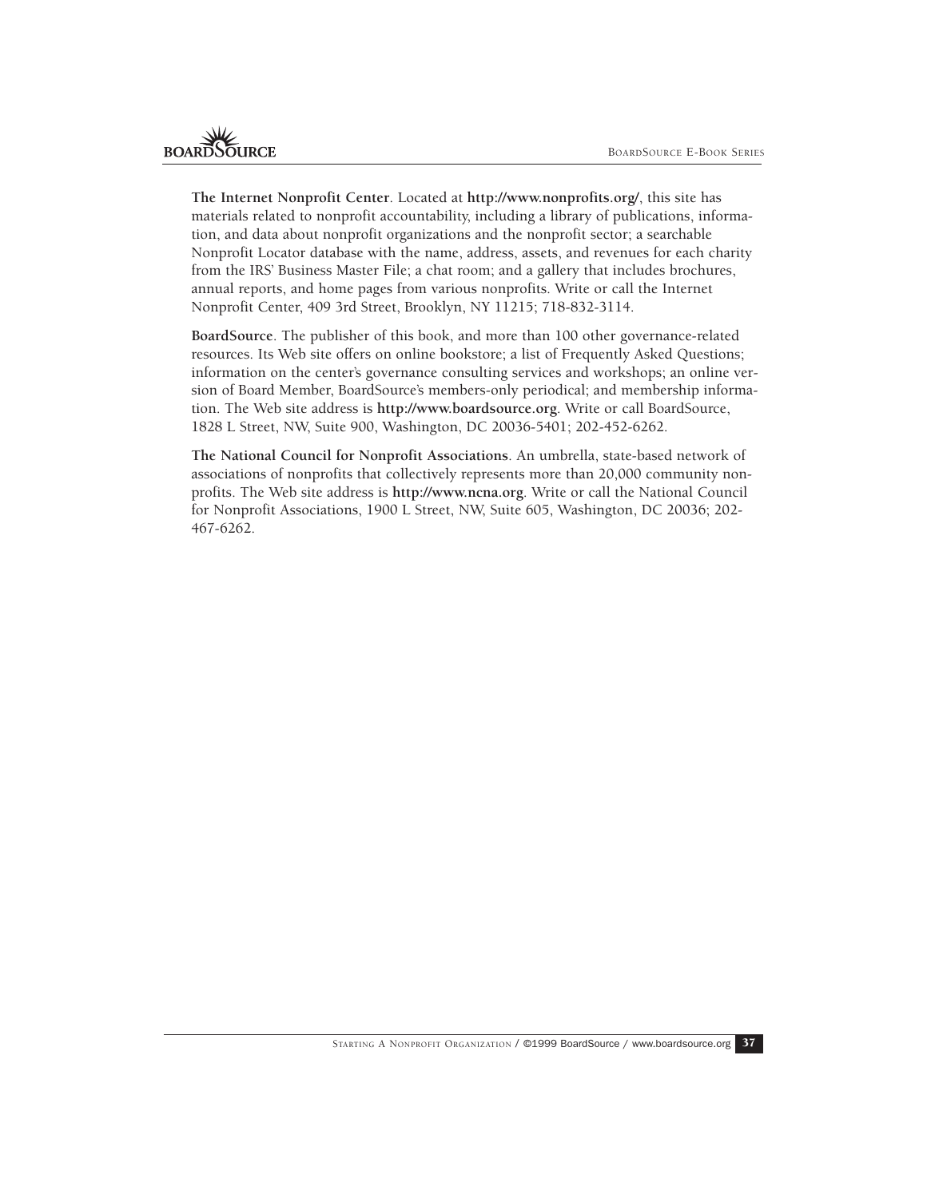**The Internet Nonprofit Center**. Located at **http://www.nonprofits.org/**, this site has materials related to nonprofit accountability, including a library of publications, information, and data about nonprofit organizations and the nonprofit sector; a searchable Nonprofit Locator database with the name, address, assets, and revenues for each charity from the IRS' Business Master File; a chat room; and a gallery that includes brochures, annual reports, and home pages from various nonprofits. Write or call the Internet Nonprofit Center, 409 3rd Street, Brooklyn, NY 11215; 718-832-3114.

**BoardSource**. The publisher of this book, and more than 100 other governance-related resources. Its Web site offers on online bookstore; a list of Frequently Asked Questions; information on the center's governance consulting services and workshops; an online version of Board Member, BoardSource's members-only periodical; and membership information. The Web site address is **http://www.boardsource.org**. Write or call BoardSource, 1828 L Street, NW, Suite 900, Washington, DC 20036-5401; 202-452-6262.

**The National Council for Nonprofit Associations**. An umbrella, state-based network of associations of nonprofits that collectively represents more than 20,000 community nonprofits. The Web site address is **http://www.ncna.org**. Write or call the National Council for Nonprofit Associations, 1900 L Street, NW, Suite 605, Washington, DC 20036; 202-467-6262.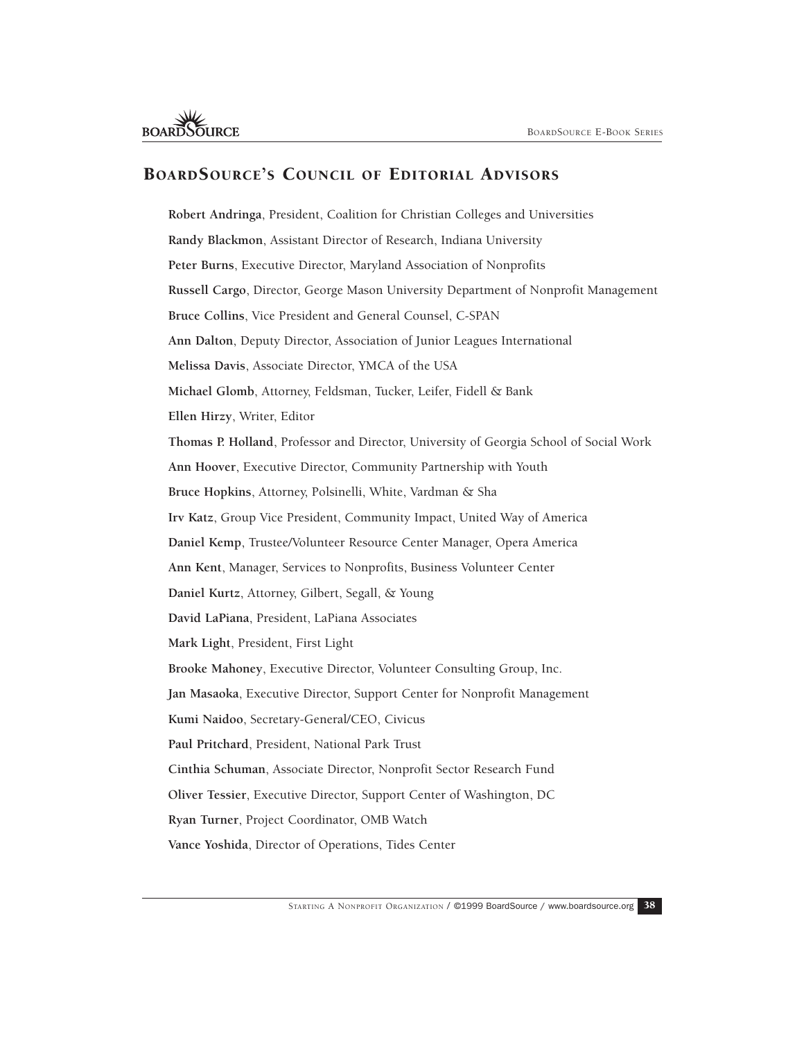## BoardSource's Council of Editorial Advisors

**Robert Andringa**, President, Coalition for Christian Colleges and Universities

**Randy Blackmon**, Assistant Director of Research, Indiana University

**Peter Burns**, Executive Director, Maryland Association of Nonprofits

**Russell Cargo**, Director, George Mason University Department of Nonprofit Management

**Bruce Collins**, Vice President and General Counsel, C-SPAN

**Ann Dalton**, Deputy Director, Association of Junior Leagues International

**Melissa Davis**, Associate Director, YMCA of the USA

**Michael Glomb**, Attorney, Feldsman, Tucker, Leifer, Fidell & Bank

**Ellen Hirzy**, Writer, Editor

**Thomas P. Holland**, Professor and Director, University of Georgia School of Social Work

**Ann Hoover**, Executive Director, Community Partnership with Youth

**Bruce Hopkins**, Attorney, Polsinelli, White, Vardman & Sha

**Irv Katz**, Group Vice President, Community Impact, United Way of America

**Daniel Kemp**, Trustee/Volunteer Resource Center Manager, Opera America

**Ann Kent**, Manager, Services to Nonprofits, Business Volunteer Center

**Daniel Kurtz**, Attorney, Gilbert, Segall, & Young

**David LaPiana**, President, LaPiana Associates

**Mark Light**, President, First Light

**Brooke Mahoney**, Executive Director, Volunteer Consulting Group, Inc.

**Jan Masaoka**, Executive Director, Support Center for Nonprofit Management

**Kumi Naidoo**, Secretary-General/CEO, Civicus

**Paul Pritchard**, President, National Park Trust

**Cinthia Schuman**, Associate Director, Nonprofit Sector Research Fund

**Oliver Tessier**, Executive Director, Support Center of Washington, DC

**Ryan Turner**, Project Coordinator, OMB Watch

**Vance Yoshida**, Director of Operations, Tides Center